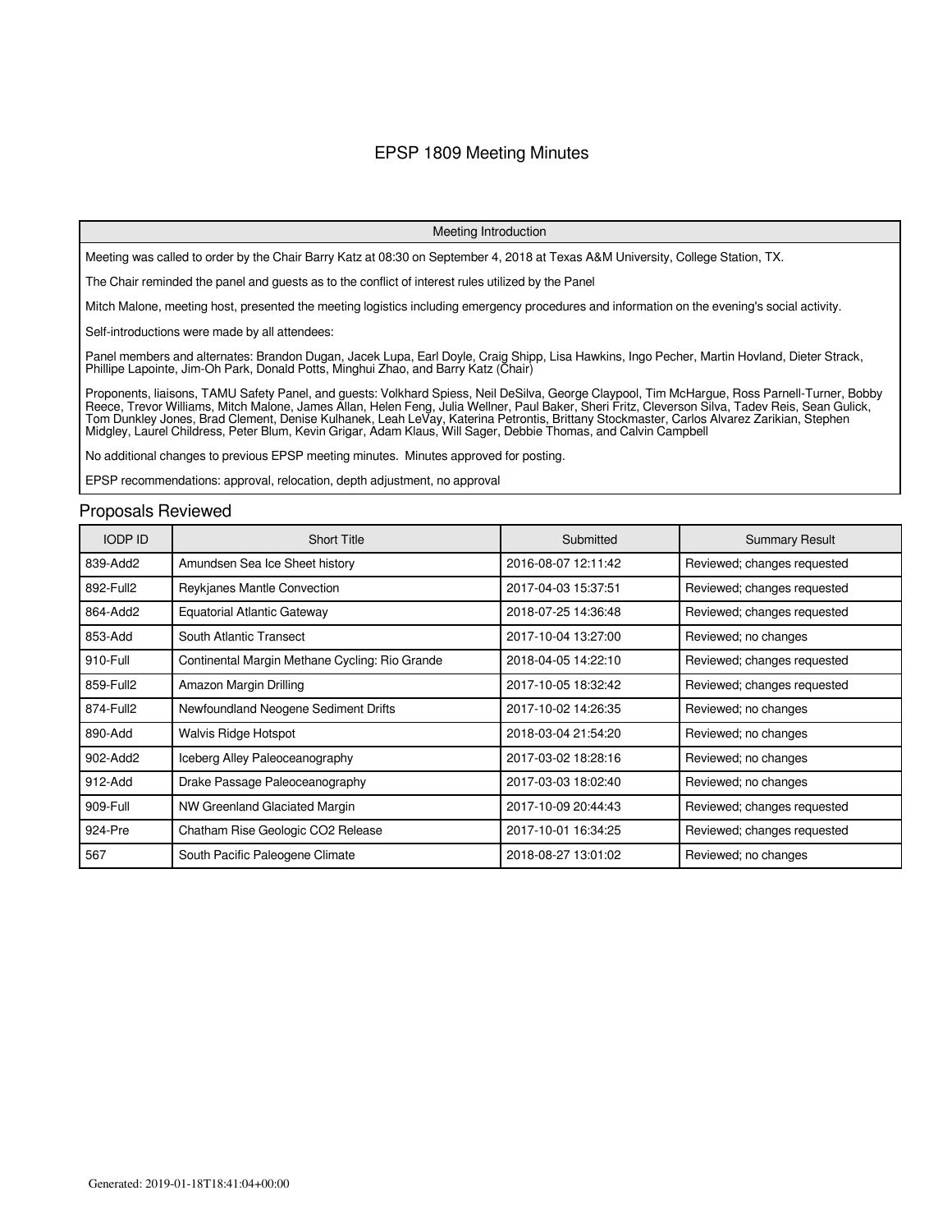# EPSP 1809 Meeting Minutes

| Meeting Introduction |
|---|
| Meeting was called to order by the Chair Barry Katz at 08:30 on September 4, 2018 at Texas A&M University, College Station, TX. |
| The Chair reminded the panel and guests as to the conflict of interest rules utilized by the Panel |
| Mitch Malone, meeting host, presented the meeting logistics including emergency procedures and information on the evening's social activity. |
| Self-introductions were made by all attendees: |
| Panel members and alternates: Brandon Dugan, Jacek Lupa, Earl Doyle, Craig Shipp, Lisa Hawkins, Ingo Pecher, Martin Hovland, Dieter Strack, Phillipe Lapointe, Jim-Oh Park, Donald Potts, Minghui Zhao, and Barry Katz (Chair) |
| Proponents, liaisons, TAMU Safety Panel, and guests: Volkhard Spiess, Neil DeSilva, George Claypool, Tim McHargue, Ross Parnell-Turner, Bobby Reece, Trevor Williams, Mitch Malone, James Allan, Helen Feng, Julia Wellner, Paul Baker, Sheri Fritz, Cleverson Silva, Tadev Reis, Sean Gulick, Tom Dunkley Jones, Brad Clement, Denise Kulhanek, Leah LeVay, Katerina Petrontis, Brittany Stockmaster, Carlos Alvarez Zarikian, Stephen Midgley, Laurel Childress, Peter Blum, Kevin Grigar, Adam Klaus, Will Sager, Debbie Thomas, and Calvin Campbell |
| No additional changes to previous EPSP meeting minutes. Minutes approved for posting. |
| EPSP recommendations: approval, relocation, depth adjustment, no approval |

## Proposals Reviewed

| IODP ID | Short Title | Submitted | Summary Result |
|---|---|---|---|
| 839-Add2 | Amundsen Sea Ice Sheet history | 2016-08-07 12:11:42 | Reviewed; changes requested |
| 892-Full2 | Reykjanes Mantle Convection | 2017-04-03 15:37:51 | Reviewed; changes requested |
| 864-Add2 | Equatorial Atlantic Gateway | 2018-07-25 14:36:48 | Reviewed; changes requested |
| 853-Add | South Atlantic Transect | 2017-10-04 13:27:00 | Reviewed; no changes |
| 910-Full | Continental Margin Methane Cycling: Rio Grande | 2018-04-05 14:22:10 | Reviewed; changes requested |
| 859-Full2 | Amazon Margin Drilling | 2017-10-05 18:32:42 | Reviewed; changes requested |
| 874-Full2 | Newfoundland Neogene Sediment Drifts | 2017-10-02 14:26:35 | Reviewed; no changes |
| 890-Add | Walvis Ridge Hotspot | 2018-03-04 21:54:20 | Reviewed; no changes |
| 902-Add2 | Iceberg Alley Paleoceanography | 2017-03-02 18:28:16 | Reviewed; no changes |
| 912-Add | Drake Passage Paleoceanography | 2017-03-03 18:02:40 | Reviewed; no changes |
| 909-Full | NW Greenland Glaciated Margin | 2017-10-09 20:44:43 | Reviewed; changes requested |
| 924-Pre | Chatham Rise Geologic CO2 Release | 2017-10-01 16:34:25 | Reviewed; changes requested |
| 567 | South Pacific Paleogene Climate | 2018-08-27 13:01:02 | Reviewed; no changes |

Generated: 2019-01-18T18:41:04+00:00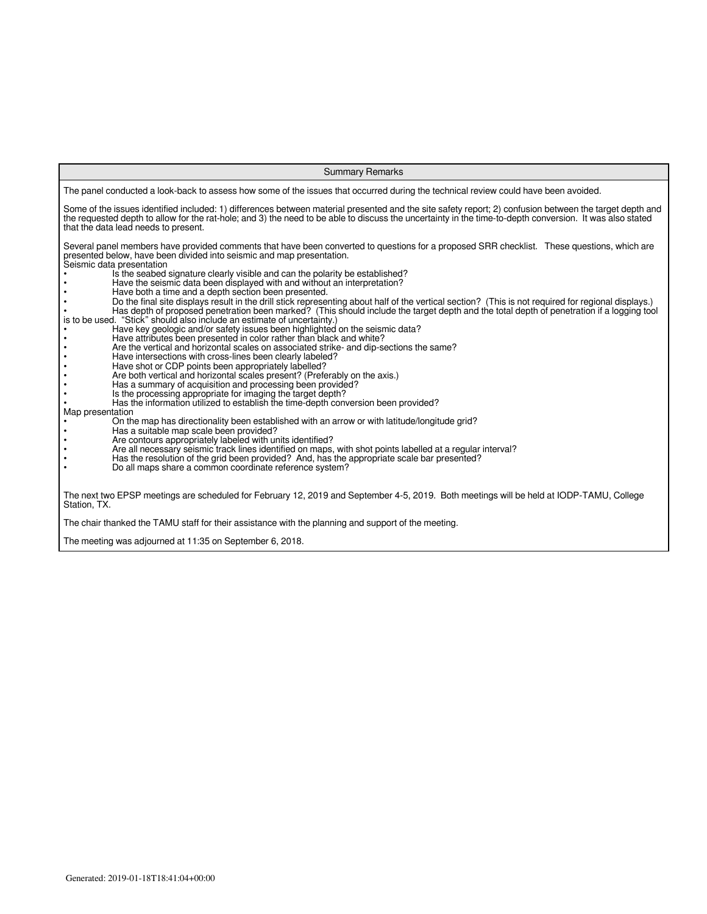## Summary Remarks

The panel conducted a look-back to assess how some of the issues that occurred during the technical review could have been avoided.

Some of the issues identified included: 1) differences between material presented and the site safety report; 2) confusion between the target depth and the requested depth to allow for the rat-hole; and 3) the need to be able to discuss the uncertainty in the time-to-depth conversion. It was also stated that the data lead needs to present.

Several panel members have provided comments that have been converted to questions for a proposed SRR checklist. These questions, which are presented below, have been divided into seismic and map presentation.

Seismic data presentation

- Is the seabed signature clearly visible and can the polarity be established?
- Have the seismic data been displayed with and without an interpretation?
- Have both a time and a depth section been presented.
- Do the final site displays result in the drill stick representing about half of the vertical section? (This is not required for regional displays.)
- Has depth of proposed penetration been marked? (This should include the target depth and the total depth of penetration if a logging tool is to be used. "Stick" should also include an estimate of uncertainty.)
- Have key geologic and/or safety issues been highlighted on the seismic data?
- Have attributes been presented in color rather than black and white?
- Are the vertical and horizontal scales on associated strike- and dip-sections the same?
- Have intersections with cross-lines been clearly labeled?
- Have shot or CDP points been appropriately labelled?
- Are both vertical and horizontal scales present? (Preferably on the axis.)
- Has a summary of acquisition and processing been provided?
- Is the processing appropriate for imaging the target depth?
- Has the information utilized to establish the time-depth conversion been provided?

Map presentation

- On the map has directionality been established with an arrow or with latitude/longitude grid?
- Has a suitable map scale been provided?
- Are contours appropriately labeled with units identified?
- Are all necessary seismic track lines identified on maps, with shot points labelled at a regular interval?
- Has the resolution of the grid been provided? And, has the appropriate scale bar presented?
- Do all maps share a common coordinate reference system?

The next two EPSP meetings are scheduled for February 12, 2019 and September 4-5, 2019. Both meetings will be held at IODP-TAMU, College Station, TX.

The chair thanked the TAMU staff for their assistance with the planning and support of the meeting.

The meeting was adjourned at 11:35 on September 6, 2018.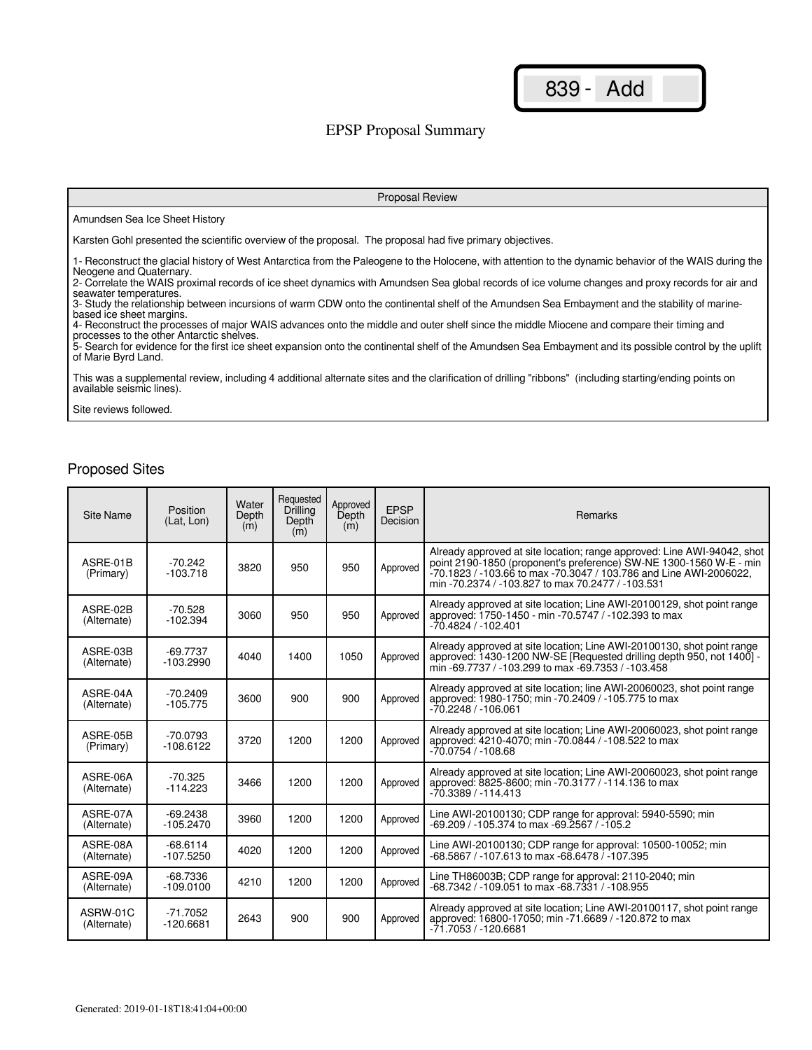839 - Add

# EPSP Proposal Summary

| Proposal Review |
|---|
| Amundsen Sea Ice Sheet History<br><br>Karsten Gohl presented the scientific overview of the proposal. The proposal had five primary objectives.<br><br>1- Reconstruct the glacial history of West Antarctica from the Paleogene to the Holocene, with attention to the dynamic behavior of the WAIS during the Neogene and Quaternary.<br>2- Correlate the WAIS proximal records of ice sheet dynamics with Amundsen Sea global records of ice volume changes and proxy records for air and seawater temperatures.<br>3- Study the relationship between incursions of warm CDW onto the continental shelf of the Amundsen Sea Embayment and the stability of marine-based ice sheet margins.<br>4- Reconstruct the processes of major WAIS advances onto the middle and outer shelf since the middle Miocene and compare their timing and processes to the other Antarctic shelves.<br>5- Search for evidence for the first ice sheet expansion onto the continental shelf of the Amundsen Sea Embayment and its possible control by the uplift of Marie Byrd Land.<br><br>This was a supplemental review, including 4 additional alternate sites and the clarification of drilling "ribbons" (including starting/ending points on available seismic lines).<br><br>Site reviews followed. |

## Proposed Sites

| Site Name | Position (Lat, Lon) | Water Depth (m) | Requested Drilling Depth (m) | Approved Depth (m) | EPSP Decision | Remarks |
|---|---|---|---|---|---|---|
| ASRE-01B (Primary) | -70.242<br>-103.718 | 3820 | 950 | 950 | Approved | Already approved at site location; range approved: Line AWI-94042, shot point 2190-1850 (proponent's preference) SW-NE 1300-1560 W-E - min -70.1823 / -103.66 to max -70.3047 / 103.786 and Line AWI-2006022, min -70.2374 / -103.827 to max 70.2477 / -103.531 |
| ASRE-02B (Alternate) | -70.528<br>-102.394 | 3060 | 950 | 950 | Approved | Already approved at site location; Line AWI-20100129, shot point range approved: 1750-1450 - min -70.5747 / -102.393 to max -70.4824 / -102.401 |
| ASRE-03B (Alternate) | -69.7737<br>-103.2990 | 4040 | 1400 | 1050 | Approved | Already approved at site location; Line AWI-20100130, shot point range approved: 1430-1200 NW-SE [Requested drilling depth 950, not 1400] - min -69.7737 / -103.299 to max -69.7353 / -103.458 |
| ASRE-04A (Alternate) | -70.2409<br>-105.775 | 3600 | 900 | 900 | Approved | Already approved at site location; line AWI-20060023, shot point range approved: 1980-1750; min -70.2409 / -105.775 to max -70.2248 / -106.061 |
| ASRE-05B (Primary) | -70.0793<br>-108.6122 | 3720 | 1200 | 1200 | Approved | Already approved at site location; Line AWI-20060023, shot point range approved: 4210-4070; min -70.0844 / -108.522 to max -70.0754 / -108.68 |
| ASRE-06A (Alternate) | -70.325<br>-114.223 | 3466 | 1200 | 1200 | Approved | Already approved at site location; Line AWI-20060023, shot point range approved: 8825-8600; min -70.3177 / -114.136 to max -70.3389 / -114.413 |
| ASRE-07A (Alternate) | -69.2438<br>-105.2470 | 3960 | 1200 | 1200 | Approved | Line AWI-20100130; CDP range for approval: 5940-5590; min -69.209 / -105.374 to max -69.2567 / -105.2 |
| ASRE-08A (Alternate) | -68.6114<br>-107.5250 | 4020 | 1200 | 1200 | Approved | Line AWI-20100130; CDP range for approval: 10500-10052; min -68.5867 / -107.613 to max -68.6478 / -107.395 |
| ASRE-09A (Alternate) | -68.7336<br>-109.0100 | 4210 | 1200 | 1200 | Approved | Line TH86003B; CDP range for approval: 2110-2040; min -68.7342 / -109.051 to max -68.7331 / -108.955 |
| ASRW-01C (Alternate) | -71.7052<br>-120.6681 | 2643 | 900 | 900 | Approved | Already approved at site location; Line AWI-20100117, shot point range approved: 16800-17050; min -71.6689 / -120.872 to max -71.7053 / -120.6681 |

Generated: 2019-01-18T18:41:04+00:00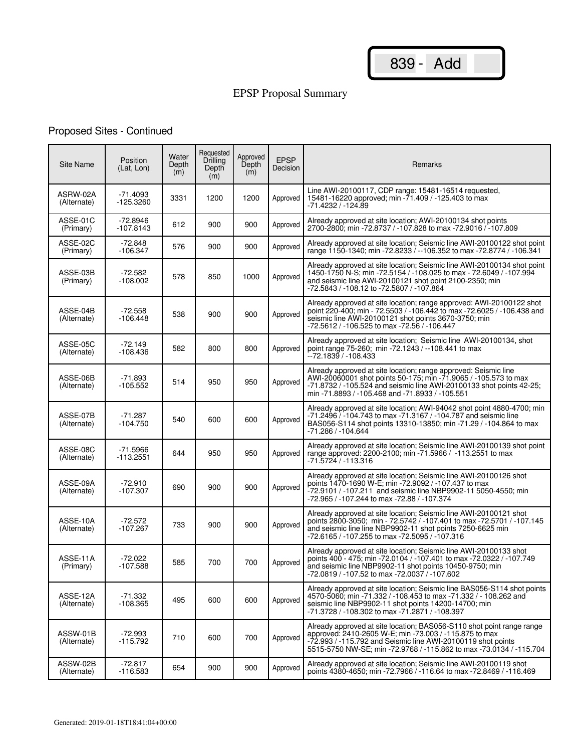839 - Add

EPSP Proposal Summary

## Proposed Sites - Continued

| Site Name | Position (Lat, Lon) | Water Depth (m) | Requested Drilling Depth (m) | Approved Depth (m) | EPSP Decision | Remarks |
|---|---|---|---|---|---|---|
| ASRW-02A (Alternate) | -71.4093 -125.3260 | 3331 | 1200 | 1200 | Approved | Line AWI-20100117, CDP range: 15481-16514 requested, 15481-16220 approved; min -71.409 / -125.403 to max -71.4232 / -124.89 |
| ASSE-01C (Primary) | -72.8946 -107.8143 | 612 | 900 | 900 | Approved | Already approved at site location; AWI-20100134 shot points 2700-2800; min -72.8737 / -107.828 to max -72.9016 / -107.809 |
| ASSE-02C (Primary) | -72.848 -106.347 | 576 | 900 | 900 | Approved | Already approved at site location; Seismic line AWI-20100122 shot point range 1150-1340; min -72.8233 / --106.352 to max -72.8774 / -106.341 |
| ASSE-03B (Primary) | -72.582 -108.002 | 578 | 850 | 1000 | Approved | Already approved at site location; Seismic line AWI-20100134 shot point 1450-1750 N-S; min -72.5154 / -108.025 to max - 72.6049 / -107.994 and seismic line AWI-20100121 shot point 2100-2350; min -72.5843 / -108.12 to -72.5807 / -107.864 |
| ASSE-04B (Alternate) | -72.558 -106.448 | 538 | 900 | 900 | Approved | Already approved at site location; range approved: AWI-20100122 shot point 220-400; min - 72.5503 / -106.442 to max -72.6025 / -106.438 and seismic line AWI-20100121 shot points 3670-3750; min -72.5612 / -106.525 to max -72.56 / -106.447 |
| ASSE-05C (Alternate) | -72.149 -108.436 | 582 | 800 | 800 | Approved | Already approved at site location; Seismic line AWI-20100134, shot point range 75-260; min -72.1243 / --108.441 to max --72.1839 / -108.433 |
| ASSE-06B (Alternate) | -71.893 -105.552 | 514 | 950 | 950 | Approved | Already approved at site location; range approved: Seismic line AWI-20060001 shot points 50-175; min -71.9065 / -105.573 to max -71.8732 / -105.524 and seismic line AWI-20100133 shot points 42-25; min -71.8893 / -105.468 and -71.8933 / -105.551 |
| ASSE-07B (Alternate) | -71.287 -104.750 | 540 | 600 | 600 | Approved | Already approved at site location; AWI-94042 shot point 4880-4700; min -71.2496 / -104.743 to max -71.3167 / -104.787 and seismic line BAS056-S114 shot points 13310-13850; min -71.29 / -104.864 to max -71.286 / -104.644 |
| ASSE-08C (Alternate) | -71.5966 -113.2551 | 644 | 950 | 950 | Approved | Already approved at site location; Seismic line AWI-20100139 shot point range approved: 2200-2100; min -71.5966 / -113.2551 to max -71.5724 / -113.316 |
| ASSE-09A (Alternate) | -72.910 -107.307 | 690 | 900 | 900 | Approved | Already approved at site location; Seismic line AWI-20100126 shot points 1470-1690 W-E; min -72.9092 / -107.437 to max -72.9101 / -107.211 and seismic line NBP9902-11 5050-4550; min -72.965 / -107.244 to max -72.88 / -107.374 |
| ASSE-10A (Alternate) | -72.572 -107.267 | 733 | 900 | 900 | Approved | Already approved at site location; Seismic line AWI-20100121 shot points 2800-3050; min - 72.5742 / -107.401 to max -72.5701 / -107.145 and seismic line line NBP9902-11 shot points 7250-6625 min -72.6165 / -107.255 to max -72.5095 / -107.316 |
| ASSE-11A (Primary) | -72.022 -107.588 | 585 | 700 | 700 | Approved | Already approved at site location; Seismic line AWI-20100133 shot points 400 - 475; min -72.0104 / -107.401 to max -72.0322 / -107.749 and seismic line NBP9902-11 shot points 10450-9750; min -72.0819 / -107.52 to max -72.0037 / -107.602 |
| ASSE-12A (Alternate) | -71.332 -108.365 | 495 | 600 | 600 | Approved | Already approved at site location; Seismic line BAS056-S114 shot points 4570-5060; min -71.332 / -108.453 to max -71.332 / - 108.262 and seismic line NBP9902-11 shot points 14200-14700; min -71.3728 / -108.302 to max -71.2871 / -108.397 |
| ASSW-01B (Alternate) | -72.993 -115.792 | 710 | 600 | 700 | Approved | Already approved at site location; BAS056-S110 shot point range range approved: 2410-2605 W-E; min -73.003 / -115.875 to max -72.993 / -115.792 and Seismic line AWI-20100119 shot points 5515-5750 NW-SE; min -72.9768 / -115.862 to max -73.0134 / -115.704 |
| ASSW-02B (Alternate) | -72.817 -116.583 | 654 | 900 | 900 | Approved | Already approved at site location; Seismic line AWI-20100119 shot points 4380-4650; min -72.7966 / -116.64 to max -72.8469 / -116.469 |

Generated: 2019-01-18T18:41:04+00:00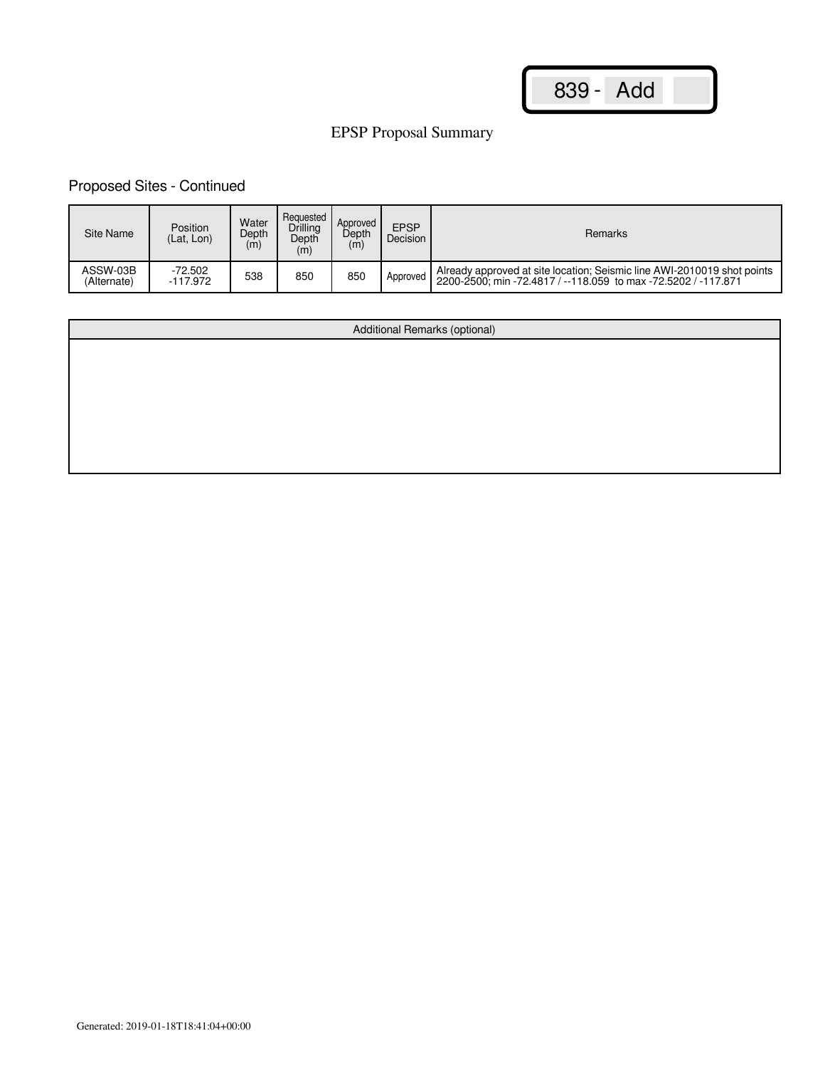839 - Add

EPSP Proposal Summary

## Proposed Sites - Continued

| Site Name | Position (Lat, Lon) | Water Depth (m) | Requested Drilling Depth (m) | Approved Depth (m) | EPSP Decision | Remarks |
|---|---|---|---|---|---|---|
| ASSW-03B (Alternate) | -72.502 -117.972 | 538 | 850 | 850 | Approved | Already approved at site location; Seismic line AWI-2010019 shot points 2200-2500; min -72.4817 / --118.059 to max -72.5202 / -117.871 |

| Additional Remarks (optional) |
|---|
| |

Generated: 2019-01-18T18:41:04+00:00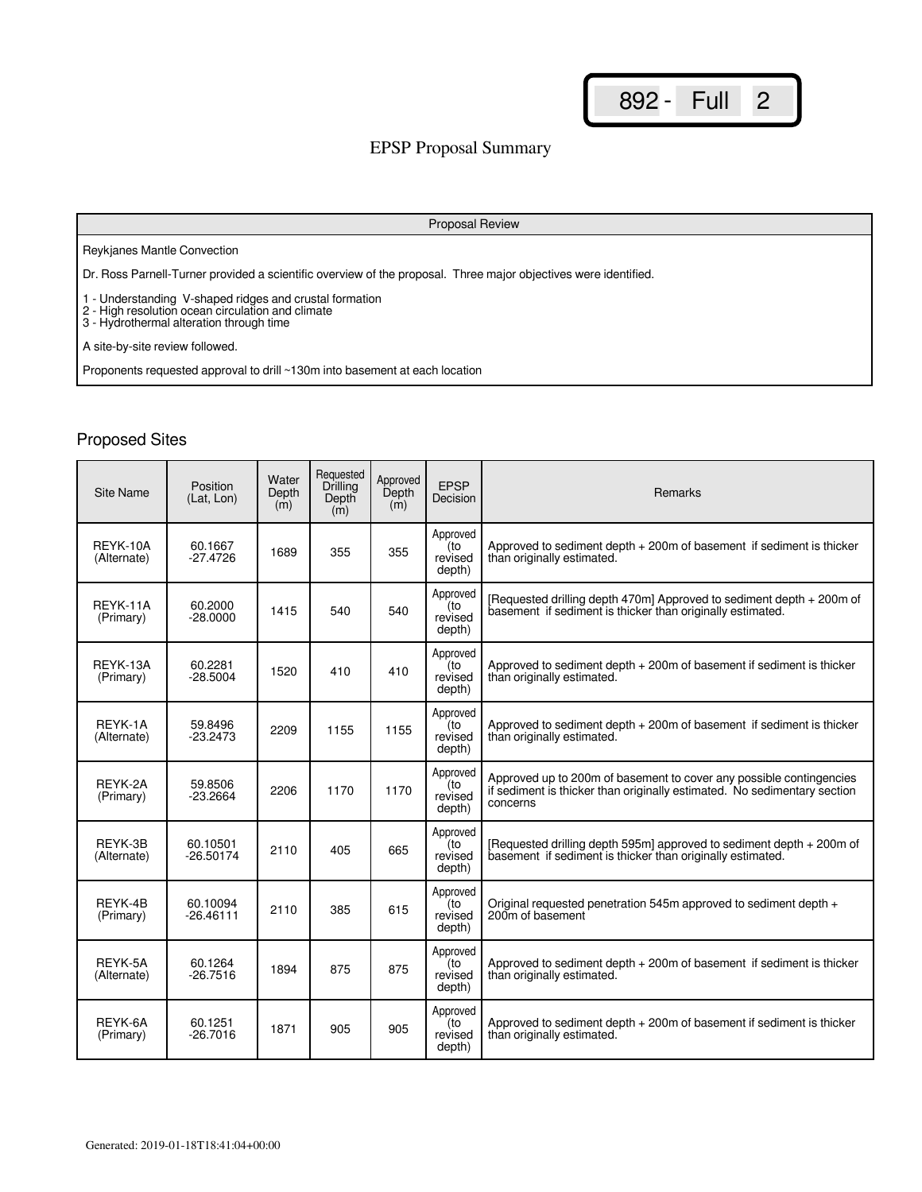892 - Full 2

# EPSP Proposal Summary

| Proposal Review |
|---|
| Reykjanes Mantle Convection<br><br>Dr. Ross Parnell-Turner provided a scientific overview of the proposal. Three major objectives were identified.<br><br>1 - Understanding V-shaped ridges and crustal formation<br>2 - High resolution ocean circulation and climate<br>3 - Hydrothermal alteration through time<br><br>A site-by-site review followed.<br><br>Proponents requested approval to drill ~130m into basement at each location |

## Proposed Sites

| Site Name | Position (Lat, Lon) | Water Depth (m) | Requested Drilling Depth (m) | Approved Depth (m) | EPSP Decision | Remarks |
|---|---|---|---|---|---|---|
| REYK-10A (Alternate) | 60.1667 -27.4726 | 1689 | 355 | 355 | Approved (to revised depth) | Approved to sediment depth + 200m of basement if sediment is thicker than originally estimated. |
| REYK-11A (Primary) | 60.2000 -28.0000 | 1415 | 540 | 540 | Approved (to revised depth) | [Requested drilling depth 470m] Approved to sediment depth + 200m of basement if sediment is thicker than originally estimated. |
| REYK-13A (Primary) | 60.2281 -28.5004 | 1520 | 410 | 410 | Approved (to revised depth) | Approved to sediment depth + 200m of basement if sediment is thicker than originally estimated. |
| REYK-1A (Alternate) | 59.8496 -23.2473 | 2209 | 1155 | 1155 | Approved (to revised depth) | Approved to sediment depth + 200m of basement if sediment is thicker than originally estimated. |
| REYK-2A (Primary) | 59.8506 -23.2664 | 2206 | 1170 | 1170 | Approved (to revised depth) | Approved up to 200m of basement to cover any possible contingencies if sediment is thicker than originally estimated. No sedimentary section concerns |
| REYK-3B (Alternate) | 60.10501 -26.50174 | 2110 | 405 | 665 | Approved (to revised depth) | [Requested drilling depth 595m] approved to sediment depth + 200m of basement if sediment is thicker than originally estimated. |
| REYK-4B (Primary) | 60.10094 -26.46111 | 2110 | 385 | 615 | Approved (to revised depth) | Original requested penetration 545m approved to sediment depth + 200m of basement |
| REYK-5A (Alternate) | 60.1264 -26.7516 | 1894 | 875 | 875 | Approved (to revised depth) | Approved to sediment depth + 200m of basement if sediment is thicker than originally estimated. |
| REYK-6A (Primary) | 60.1251 -26.7016 | 1871 | 905 | 905 | Approved (to revised depth) | Approved to sediment depth + 200m of basement if sediment is thicker than originally estimated. |

Generated: 2019-01-18T18:41:04+00:00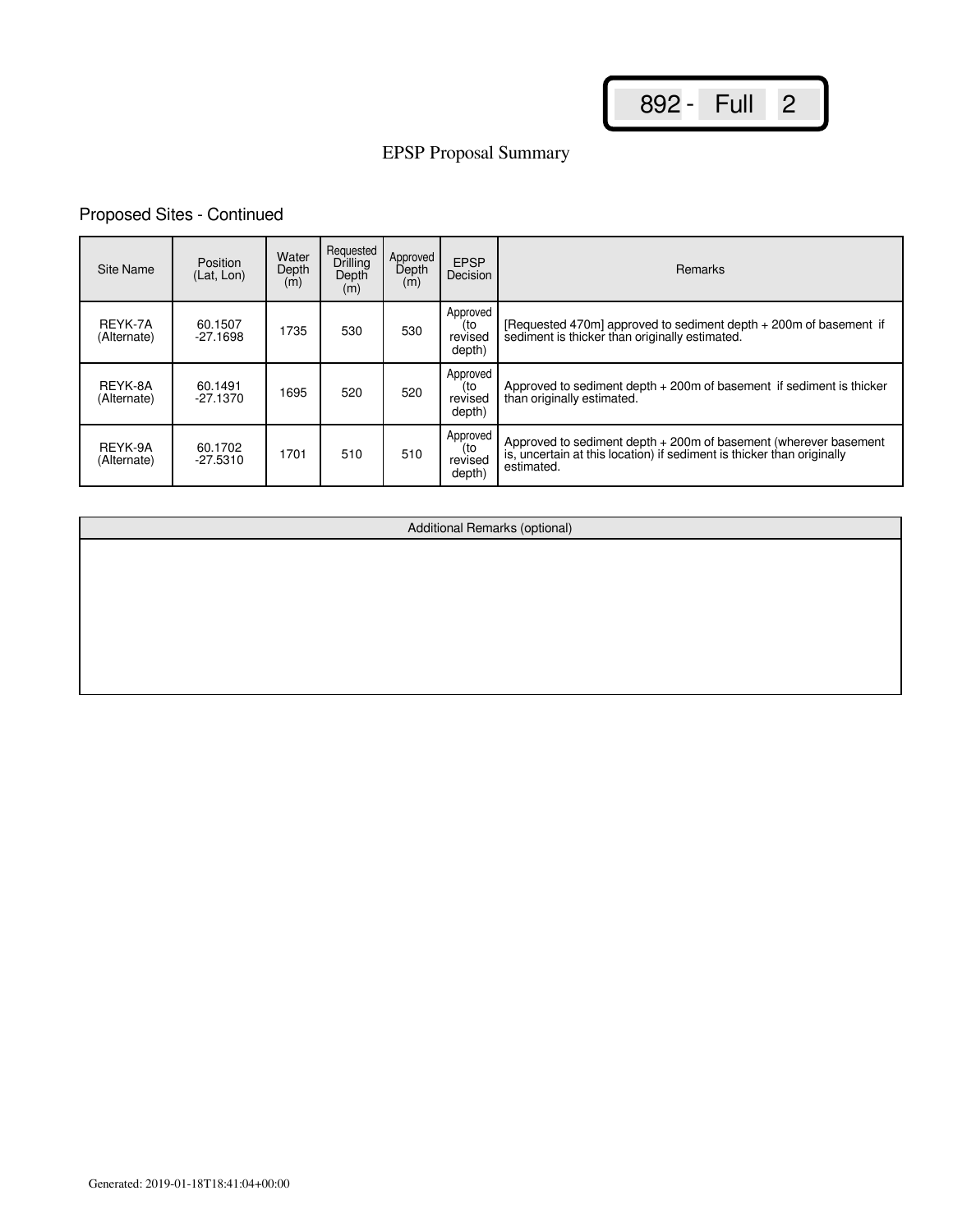892 - Full 2

# EPSP Proposal Summary

## Proposed Sites - Continued

| Site Name | Position (Lat, Lon) | Water Depth (m) | Requested Drilling Depth (m) | Approved Depth (m) | EPSP Decision | Remarks |
|---|---|---|---|---|---|---|
| REYK-7A (Alternate) | 60.1507 -27.1698 | 1735 | 530 | 530 | Approved (to revised depth) | [Requested 470m] approved to sediment depth + 200m of basement if sediment is thicker than originally estimated. |
| REYK-8A (Alternate) | 60.1491 -27.1370 | 1695 | 520 | 520 | Approved (to revised depth) | Approved to sediment depth + 200m of basement if sediment is thicker than originally estimated. |
| REYK-9A (Alternate) | 60.1702 -27.5310 | 1701 | 510 | 510 | Approved (to revised depth) | Approved to sediment depth + 200m of basement (wherever basement is, uncertain at this location) if sediment is thicker than originally estimated. |

| Additional Remarks (optional) |
|---|
| |

Generated: 2019-01-18T18:41:04+00:00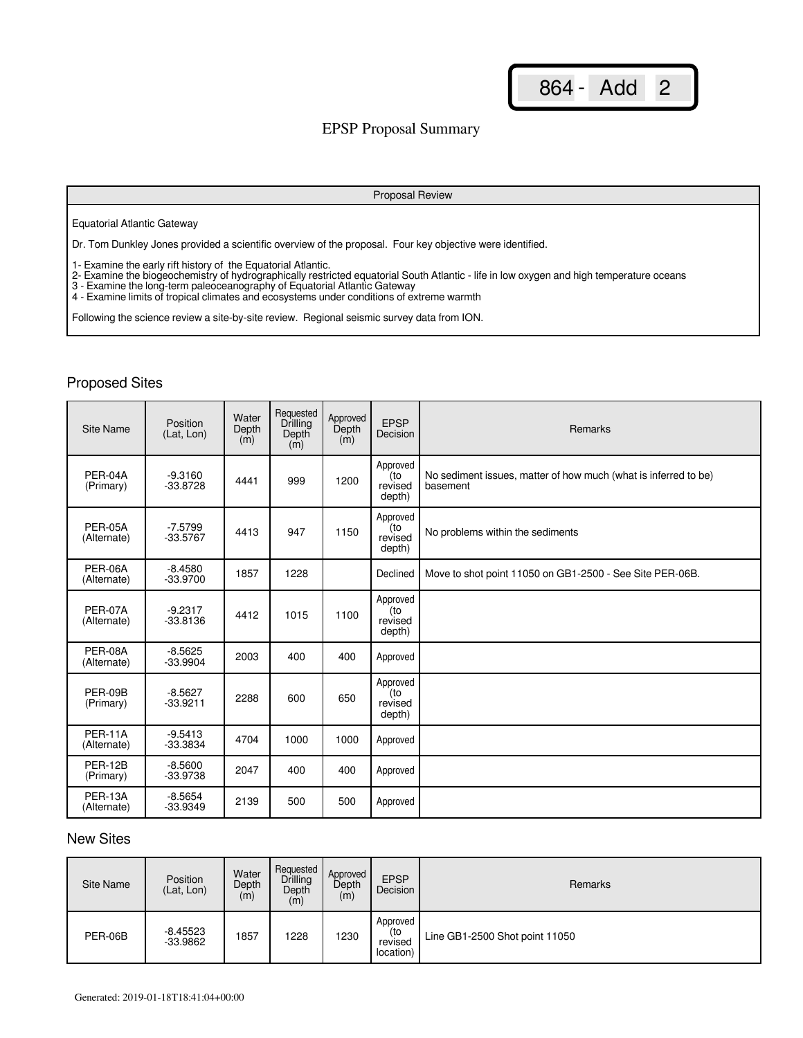864 - Add 2

# EPSP Proposal Summary

| Proposal Review |
|---|
| Equatorial Atlantic Gateway<br><br>Dr. Tom Dunkley Jones provided a scientific overview of the proposal. Four key objective were identified.<br><br>1- Examine the early rift history of the Equatorial Atlantic.<br>2- Examine the biogeochemistry of hydrographically restricted equatorial South Atlantic - life in low oxygen and high temperature oceans<br>3 - Examine the long-term paleoceanography of Equatorial Atlantic Gateway<br>4 - Examine limits of tropical climates and ecosystems under conditions of extreme warmth<br><br>Following the science review a site-by-site review. Regional seismic survey data from ION. |

## Proposed Sites

| Site Name | Position (Lat, Lon) | Water Depth (m) | Requested Drilling Depth (m) | Approved Depth (m) | EPSP Decision | Remarks |
|---|---|---|---|---|---|---|
| PER-04A (Primary) | -9.3160<br>-33.8728 | 4441 | 999 | 1200 | Approved (to revised depth) | No sediment issues, matter of how much (what is inferred to be) basement |
| PER-05A (Alternate) | -7.5799<br>-33.5767 | 4413 | 947 | 1150 | Approved (to revised depth) | No problems within the sediments |
| PER-06A (Alternate) | -8.4580<br>-33.9700 | 1857 | 1228 | | Declined | Move to shot point 11050 on GB1-2500 - See Site PER-06B. |
| PER-07A (Alternate) | -9.2317<br>-33.8136 | 4412 | 1015 | 1100 | Approved (to revised depth) | |
| PER-08A (Alternate) | -8.5625<br>-33.9904 | 2003 | 400 | 400 | Approved | |
| PER-09B (Primary) | -8.5627<br>-33.9211 | 2288 | 600 | 650 | Approved (to revised depth) | |
| PER-11A (Alternate) | -9.5413<br>-33.3834 | 4704 | 1000 | 1000 | Approved | |
| PER-12B (Primary) | -8.5600<br>-33.9738 | 2047 | 400 | 400 | Approved | |
| PER-13A (Alternate) | -8.5654<br>-33.9349 | 2139 | 500 | 500 | Approved | |

## New Sites

| Site Name | Position (Lat, Lon) | Water Depth (m) | Requested Drilling Depth (m) | Approved Depth (m) | EPSP Decision | Remarks |
|---|---|---|---|---|---|---|
| PER-06B | -8.45523<br>-33.9862 | 1857 | 1228 | 1230 | Approved (to revised location) | Line GB1-2500 Shot point 11050 |

Generated: 2019-01-18T18:41:04+00:00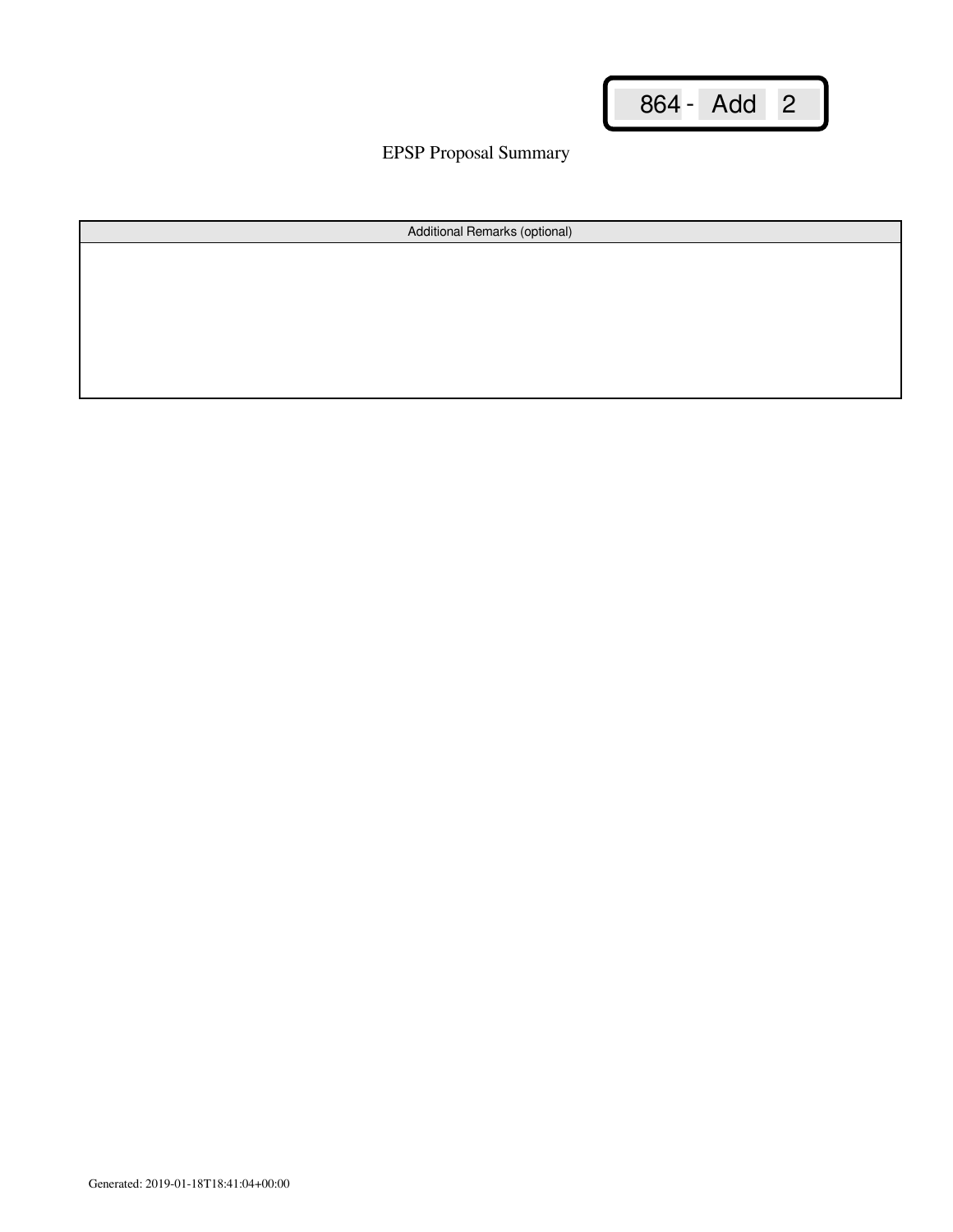864 - Add 2

EPSP Proposal Summary

| Additional Remarks (optional) |
| --- |
| |

Generated: 2019-01-18T18:41:04+00:00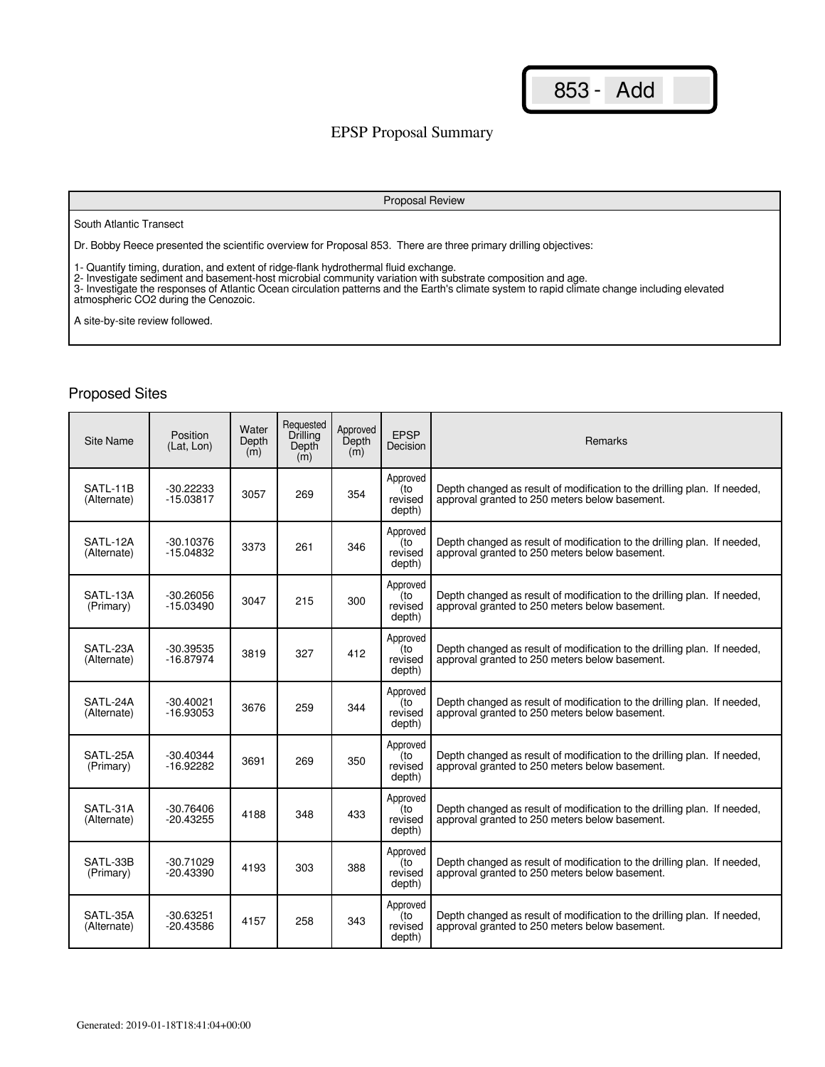853 - Add

# EPSP Proposal Summary

| Proposal Review |
|---|
| South Atlantic Transect<br><br>Dr. Bobby Reece presented the scientific overview for Proposal 853. There are three primary drilling objectives:<br><br>1- Quantify timing, duration, and extent of ridge-flank hydrothermal fluid exchange.<br>2- Investigate sediment and basement-host microbial community variation with substrate composition and age.<br>3- Investigate the responses of Atlantic Ocean circulation patterns and the Earth's climate system to rapid climate change including elevated atmospheric $CO_2$ during the Cenozoic.<br><br>A site-by-site review followed. |

## Proposed Sites

| Site Name | Position (Lat, Lon) | Water Depth (m) | Requested Drilling Depth (m) | Approved Depth (m) | EPSP Decision | Remarks |
|---|---|---|---|---|---|---|
| SATL-11B (Alternate) | -30.22233 -15.03817 | 3057 | 269 | 354 | Approved (to revised depth) | Depth changed as result of modification to the drilling plan. If needed, approval granted to 250 meters below basement. |
| SATL-12A (Alternate) | -30.10376 -15.04832 | 3373 | 261 | 346 | Approved (to revised depth) | Depth changed as result of modification to the drilling plan. If needed, approval granted to 250 meters below basement. |
| SATL-13A (Primary) | -30.26056 -15.03490 | 3047 | 215 | 300 | Approved (to revised depth) | Depth changed as result of modification to the drilling plan. If needed, approval granted to 250 meters below basement. |
| SATL-23A (Alternate) | -30.39535 -16.87974 | 3819 | 327 | 412 | Approved (to revised depth) | Depth changed as result of modification to the drilling plan. If needed, approval granted to 250 meters below basement. |
| SATL-24A (Alternate) | -30.40021 -16.93053 | 3676 | 259 | 344 | Approved (to revised depth) | Depth changed as result of modification to the drilling plan. If needed, approval granted to 250 meters below basement. |
| SATL-25A (Primary) | -30.40344 -16.92282 | 3691 | 269 | 350 | Approved (to revised depth) | Depth changed as result of modification to the drilling plan. If needed, approval granted to 250 meters below basement. |
| SATL-31A (Alternate) | -30.76406 -20.43255 | 4188 | 348 | 433 | Approved (to revised depth) | Depth changed as result of modification to the drilling plan. If needed, approval granted to 250 meters below basement. |
| SATL-33B (Primary) | -30.71029 -20.43390 | 4193 | 303 | 388 | Approved (to revised depth) | Depth changed as result of modification to the drilling plan. If needed, approval granted to 250 meters below basement. |
| SATL-35A (Alternate) | -30.63251 -20.43586 | 4157 | 258 | 343 | Approved (to revised depth) | Depth changed as result of modification to the drilling plan. If needed, approval granted to 250 meters below basement. |

Generated: 2019-01-18T18:41:04+00:00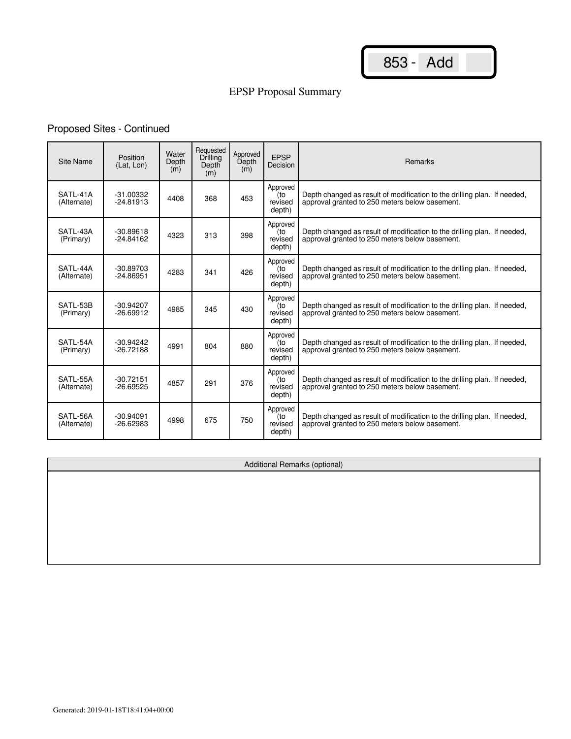853 - Add

# EPSP Proposal Summary

## Proposed Sites - Continued

| Site Name | Position (Lat, Lon) | Water Depth (m) | Requested Drilling Depth (m) | Approved Depth (m) | EPSP Decision | Remarks |
|---|---|---|---|---|---|---|
| SATL-41A (Alternate) | -31.00332 -24.81913 | 4408 | 368 | 453 | Approved (to revised depth) | Depth changed as result of modification to the drilling plan. If needed, approval granted to 250 meters below basement. |
| SATL-43A (Primary) | -30.89618 -24.84162 | 4323 | 313 | 398 | Approved (to revised depth) | Depth changed as result of modification to the drilling plan. If needed, approval granted to 250 meters below basement. |
| SATL-44A (Alternate) | -30.89703 -24.86951 | 4283 | 341 | 426 | Approved (to revised depth) | Depth changed as result of modification to the drilling plan. If needed, approval granted to 250 meters below basement. |
| SATL-53B (Primary) | -30.94207 -26.69912 | 4985 | 345 | 430 | Approved (to revised depth) | Depth changed as result of modification to the drilling plan. If needed, approval granted to 250 meters below basement. |
| SATL-54A (Primary) | -30.94242 -26.72188 | 4991 | 804 | 880 | Approved (to revised depth) | Depth changed as result of modification to the drilling plan. If needed, approval granted to 250 meters below basement. |
| SATL-55A (Alternate) | -30.72151 -26.69525 | 4857 | 291 | 376 | Approved (to revised depth) | Depth changed as result of modification to the drilling plan. If needed, approval granted to 250 meters below basement. |
| SATL-56A (Alternate) | -30.94091 -26.62983 | 4998 | 675 | 750 | Approved (to revised depth) | Depth changed as result of modification to the drilling plan. If needed, approval granted to 250 meters below basement. |

| Additional Remarks (optional) |
|---|
| |

Generated: 2019-01-18T18:41:04+00:00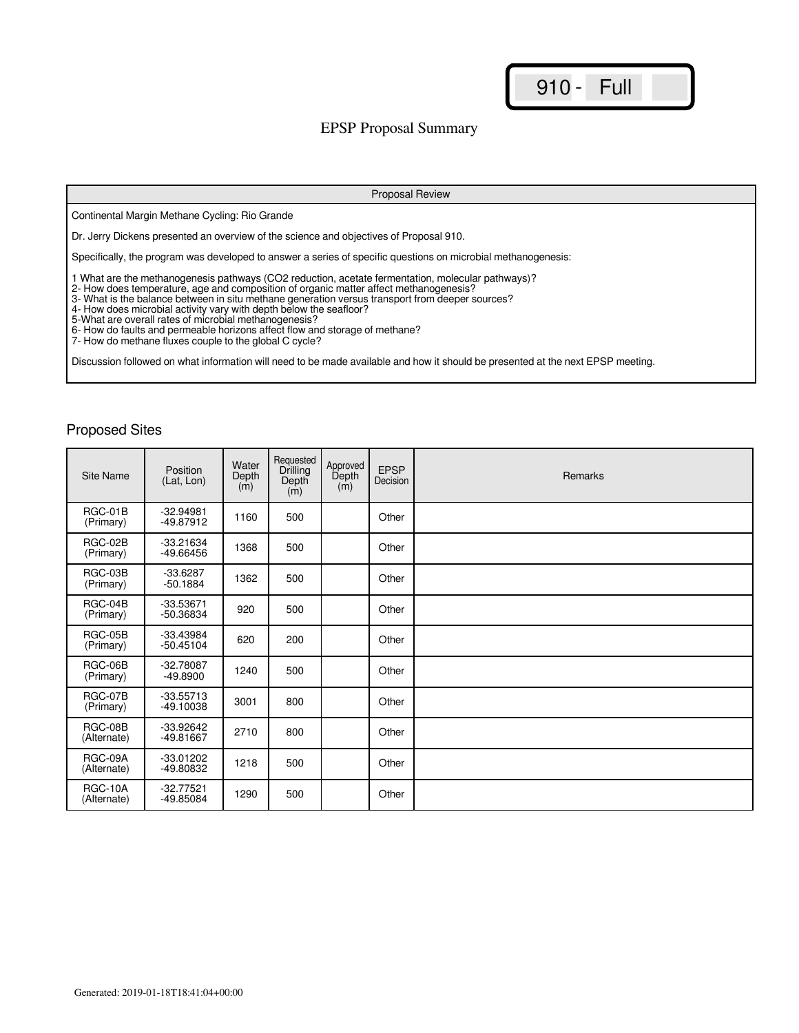910 - Full

# EPSP Proposal Summary

| Proposal Review |
|---|
| Continental Margin Methane Cycling: Rio Grande<br><br>Dr. Jerry Dickens presented an overview of the science and objectives of Proposal 910.<br><br>Specifically, the program was developed to answer a series of specific questions on microbial methanogenesis:<br><br>1 What are the methanogenesis pathways ($CO_2$ reduction, acetate fermentation, molecular pathways)?<br>2- How does temperature, age and composition of organic matter affect methanogenesis?<br>3- What is the balance between in situ methane generation versus transport from deeper sources?<br>4- How does microbial activity vary with depth below the seafloor?<br>5-What are overall rates of microbial methanogenesis?<br>6- How do faults and permeable horizons affect flow and storage of methane?<br>7- How do methane fluxes couple to the global C cycle?<br><br>Discussion followed on what information will need to be made available and how it should be presented at the next EPSP meeting. |

## Proposed Sites

| Site Name | Position (Lat, Lon) | Water Depth (m) | Requested Drilling Depth (m) | Approved Depth (m) | EPSP Decision | Remarks |
|---|---|---|---|---|---|---|
| RGC-01B (Primary) | -32.94981 -49.87912 | 1160 | 500 | | Other | |
| RGC-02B (Primary) | -33.21634 -49.66456 | 1368 | 500 | | Other | |
| RGC-03B (Primary) | -33.6287 -50.1884 | 1362 | 500 | | Other | |
| RGC-04B (Primary) | -33.53671 -50.36834 | 920 | 500 | | Other | |
| RGC-05B (Primary) | -33.43984 -50.45104 | 620 | 200 | | Other | |
| RGC-06B (Primary) | -32.78087 -49.8900 | 1240 | 500 | | Other | |
| RGC-07B (Primary) | -33.55713 -49.10038 | 3001 | 800 | | Other | |
| RGC-08B (Alternate) | -33.92642 -49.81667 | 2710 | 800 | | Other | |
| RGC-09A (Alternate) | -33.01202 -49.80832 | 1218 | 500 | | Other | |
| RGC-10A (Alternate) | -32.77521 -49.85084 | 1290 | 500 | | Other | |

Generated: 2019-01-18T18:41:04+00:00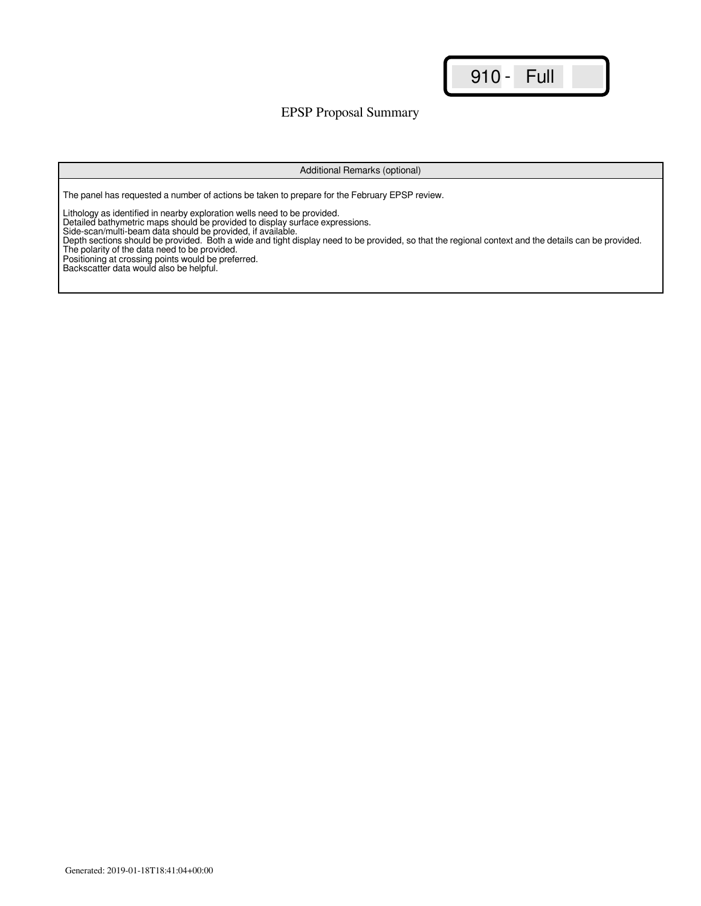910 - Full

# EPSP Proposal Summary

| Additional Remarks (optional) |
| --- |
| The panel has requested a number of actions be taken to prepare for the February EPSP review.<br><br>Lithology as identified in nearby exploration wells need to be provided.<br>Detailed bathymetric maps should be provided to display surface expressions.<br>Side-scan/multi-beam data should be provided, if available.<br>Depth sections should be provided. Both a wide and tight display need to be provided, so that the regional context and the details can be provided.<br>The polarity of the data need to be provided.<br>Positioning at crossing points would be preferred.<br>Backscatter data would also be helpful. |

Generated: 2019-01-18T18:41:04+00:00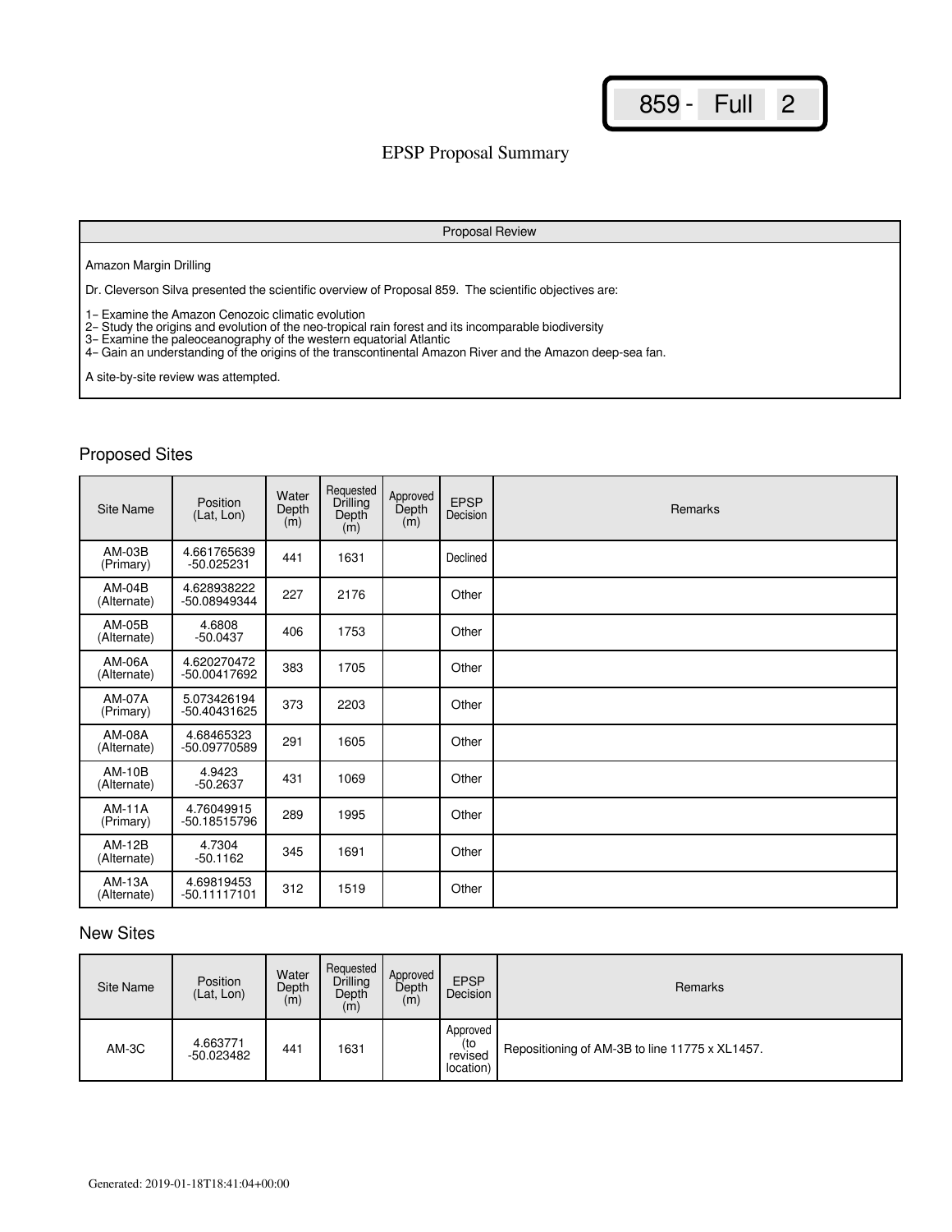859 - Full 2

# EPSP Proposal Summary

| Proposal Review |
| --- |
| Amazon Margin Drilling<br><br>Dr. Cleverson Silva presented the scientific overview of Proposal 859. The scientific objectives are:<br><br>1– Examine the Amazon Cenozoic climatic evolution<br>2– Study the origins and evolution of the neo-tropical rain forest and its incomparable biodiversity<br>3– Examine the paleoceanography of the western equatorial Atlantic<br>4– Gain an understanding of the origins of the transcontinental Amazon River and the Amazon deep-sea fan.<br><br>A site-by-site review was attempted. |

## Proposed Sites

| Site Name | Position (Lat, Lon) | Water Depth (m) | Requested Drilling Depth (m) | Approved Depth (m) | EPSP Decision | Remarks |
| --- | --- | --- | --- | --- | --- | --- |
| AM-03B (Primary) | 4.661765639 -50.025231 | 441 | 1631 | | Declined | |
| AM-04B (Alternate) | 4.628938222 -50.08949344 | 227 | 2176 | | Other | |
| AM-05B (Alternate) | 4.6808 -50.0437 | 406 | 1753 | | Other | |
| AM-06A (Alternate) | 4.620270472 -50.00417692 | 383 | 1705 | | Other | |
| AM-07A (Primary) | 5.073426194 -50.40431625 | 373 | 2203 | | Other | |
| AM-08A (Alternate) | 4.68465323 -50.09770589 | 291 | 1605 | | Other | |
| AM-10B (Alternate) | 4.9423 -50.2637 | 431 | 1069 | | Other | |
| AM-11A (Primary) | 4.76049915 -50.18515796 | 289 | 1995 | | Other | |
| AM-12B (Alternate) | 4.7304 -50.1162 | 345 | 1691 | | Other | |
| AM-13A (Alternate) | 4.69819453 -50.11117101 | 312 | 1519 | | Other | |

## New Sites

| Site Name | Position (Lat, Lon) | Water Depth (m) | Requested Drilling Depth (m) | Approved Depth (m) | EPSP Decision | Remarks |
| --- | --- | --- | --- | --- | --- | --- |
| AM-3C | 4.663771 -50.023482 | 441 | 1631 | | Approved (to revised location) | Repositioning of AM-3B to line 11775 x XL1457. |

Generated: 2019-01-18T18:41:04+00:00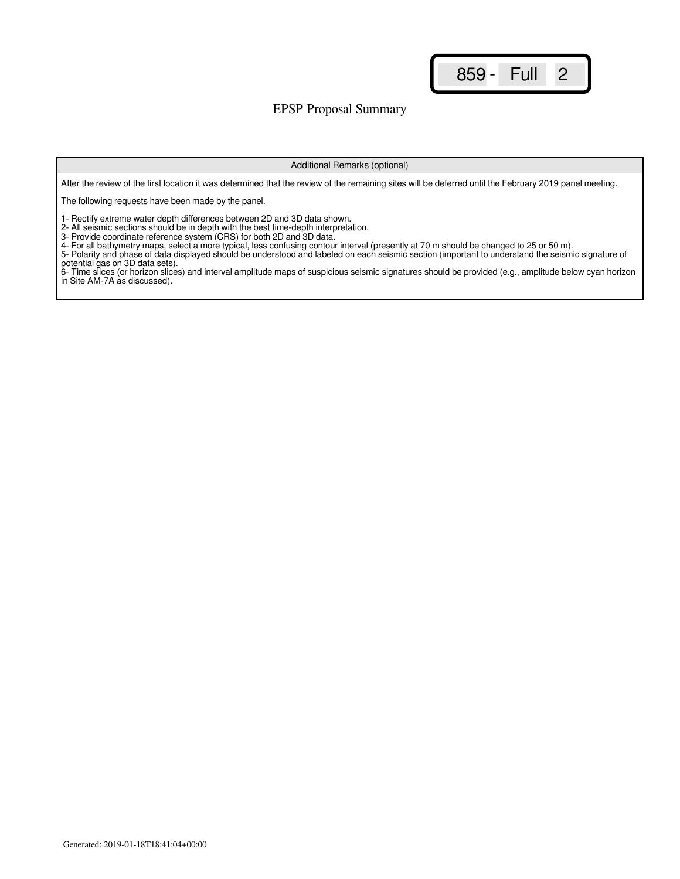# EPSP Proposal Summary

859 - Full 2

| Additional Remarks (optional) |
| --- |
| After the review of the first location it was determined that the review of the remaining sites will be deferred until the February 2019 panel meeting.<br><br>The following requests have been made by the panel.<br><br>1- Rectify extreme water depth differences between 2D and 3D data shown.<br>2- All seismic sections should be in depth with the best time-depth interpretation.<br>3- Provide coordinate reference system (CRS) for both 2D and 3D data.<br>4- For all bathymetry maps, select a more typical, less confusing contour interval (presently at 70 m should be changed to 25 or 50 m).<br>5- Polarity and phase of data displayed should be understood and labeled on each seismic section (important to understand the seismic signature of potential gas on 3D data sets).<br>6- Time slices (or horizon slices) and interval amplitude maps of suspicious seismic signatures should be provided (e.g., amplitude below cyan horizon in Site AM-7A as discussed). |

Generated: 2019-01-18T18:41:04+00:00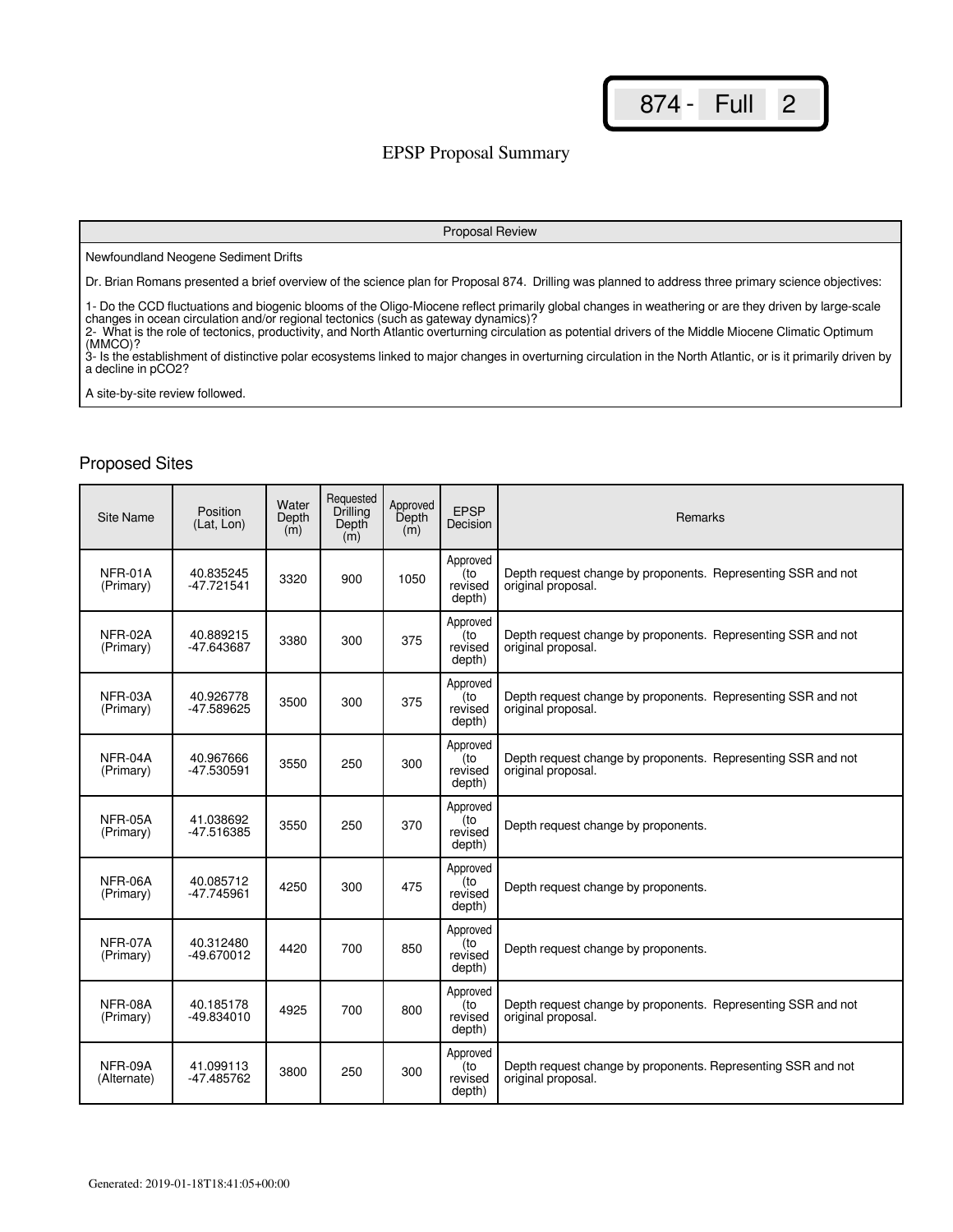874 - Full 2

# EPSP Proposal Summary

| Proposal Review |
| --- |
| Newfoundland Neogene Sediment Drifts<br><br>Dr. Brian Romans presented a brief overview of the science plan for Proposal 874. Drilling was planned to address three primary science objectives:<br><br>1- Do the CCD fluctuations and biogenic blooms of the Oligo-Miocene reflect primarily global changes in weathering or are they driven by large-scale changes in ocean circulation and/or regional tectonics (such as gateway dynamics)?<br>2- What is the role of tectonics, productivity, and North Atlantic overturning circulation as potential drivers of the Middle Miocene Climatic Optimum (MMCO)?<br>3- Is the establishment of distinctive polar ecosystems linked to major changes in overturning circulation in the North Atlantic, or is it primarily driven by a decline in pCO2?<br><br>A site-by-site review followed. |

## Proposed Sites

| Site Name | Position (Lat, Lon) | Water Depth (m) | Requested Drilling Depth (m) | Approved Depth (m) | EPSP Decision | Remarks |
| --- | --- | --- | --- | --- | --- | --- |
| NFR-01A (Primary) | 40.835245 -47.721541 | 3320 | 900 | 1050 | Approved (to revised depth) | Depth request change by proponents. Representing SSR and not original proposal. |
| NFR-02A (Primary) | 40.889215 -47.643687 | 3380 | 300 | 375 | Approved (to revised depth) | Depth request change by proponents. Representing SSR and not original proposal. |
| NFR-03A (Primary) | 40.926778 -47.589625 | 3500 | 300 | 375 | Approved (to revised depth) | Depth request change by proponents. Representing SSR and not original proposal. |
| NFR-04A (Primary) | 40.967666 -47.530591 | 3550 | 250 | 300 | Approved (to revised depth) | Depth request change by proponents. Representing SSR and not original proposal. |
| NFR-05A (Primary) | 41.038692 -47.516385 | 3550 | 250 | 370 | Approved (to revised depth) | Depth request change by proponents. |
| NFR-06A (Primary) | 40.085712 -47.745961 | 4250 | 300 | 475 | Approved (to revised depth) | Depth request change by proponents. |
| NFR-07A (Primary) | 40.312480 -49.670012 | 4420 | 700 | 850 | Approved (to revised depth) | Depth request change by proponents. |
| NFR-08A (Primary) | 40.185178 -49.834010 | 4925 | 700 | 800 | Approved (to revised depth) | Depth request change by proponents. Representing SSR and not original proposal. |
| NFR-09A (Alternate) | 41.099113 -47.485762 | 3800 | 250 | 300 | Approved (to revised depth) | Depth request change by proponents. Representing SSR and not original proposal. |

Generated: 2019-01-18T18:41:05+00:00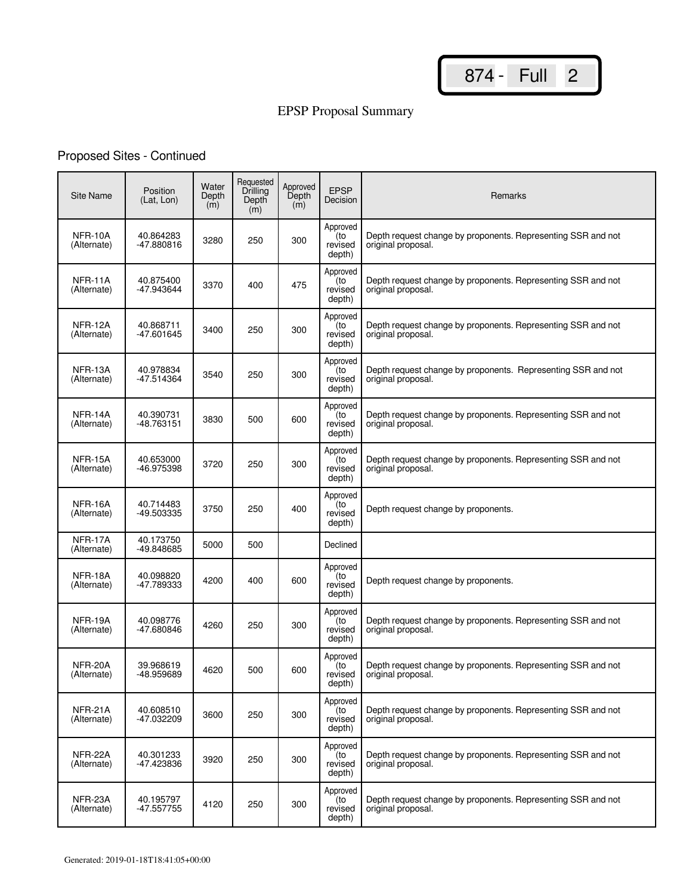874 - Full 2

# EPSP Proposal Summary

## Proposed Sites - Continued

| Site Name | Position (Lat, Lon) | Water Depth (m) | Requested Drilling Depth (m) | Approved Depth (m) | EPSP Decision | Remarks |
|---|---|---|---|---|---|---|
| NFR-10A (Alternate) | 40.864283 -47.880816 | 3280 | 250 | 300 | Approved (to revised depth) | Depth request change by proponents. Representing SSR and not original proposal. |
| NFR-11A (Alternate) | 40.875400 -47.943644 | 3370 | 400 | 475 | Approved (to revised depth) | Depth request change by proponents. Representing SSR and not original proposal. |
| NFR-12A (Alternate) | 40.868711 -47.601645 | 3400 | 250 | 300 | Approved (to revised depth) | Depth request change by proponents. Representing SSR and not original proposal. |
| NFR-13A (Alternate) | 40.978834 -47.514364 | 3540 | 250 | 300 | Approved (to revised depth) | Depth request change by proponents. Representing SSR and not original proposal. |
| NFR-14A (Alternate) | 40.390731 -48.763151 | 3830 | 500 | 600 | Approved (to revised depth) | Depth request change by proponents. Representing SSR and not original proposal. |
| NFR-15A (Alternate) | 40.653000 -46.975398 | 3720 | 250 | 300 | Approved (to revised depth) | Depth request change by proponents. Representing SSR and not original proposal. |
| NFR-16A (Alternate) | 40.714483 -49.503335 | 3750 | 250 | 400 | Approved (to revised depth) | Depth request change by proponents. |
| NFR-17A (Alternate) | 40.173750 -49.848685 | 5000 | 500 | | Declined | |
| NFR-18A (Alternate) | 40.098820 -47.789333 | 4200 | 400 | 600 | Approved (to revised depth) | Depth request change by proponents. |
| NFR-19A (Alternate) | 40.098776 -47.680846 | 4260 | 250 | 300 | Approved (to revised depth) | Depth request change by proponents. Representing SSR and not original proposal. |
| NFR-20A (Alternate) | 39.968619 -48.959689 | 4620 | 500 | 600 | Approved (to revised depth) | Depth request change by proponents. Representing SSR and not original proposal. |
| NFR-21A (Alternate) | 40.608510 -47.032209 | 3600 | 250 | 300 | Approved (to revised depth) | Depth request change by proponents. Representing SSR and not original proposal. |
| NFR-22A (Alternate) | 40.301233 -47.423836 | 3920 | 250 | 300 | Approved (to revised depth) | Depth request change by proponents. Representing SSR and not original proposal. |
| NFR-23A (Alternate) | 40.195797 -47.557755 | 4120 | 250 | 300 | Approved (to revised depth) | Depth request change by proponents. Representing SSR and not original proposal. |

Generated: 2019-01-18T18:41:05+00:00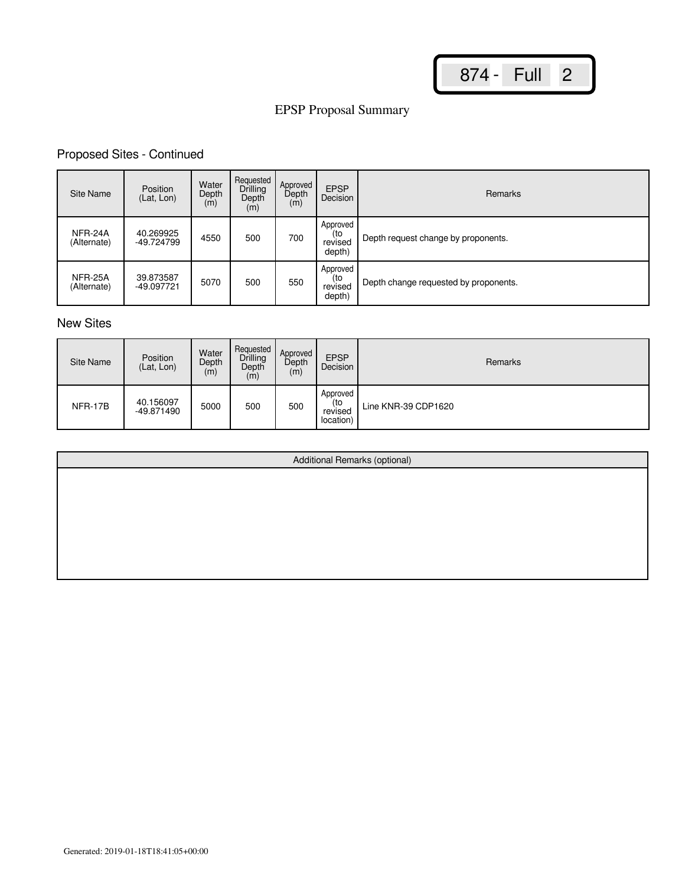874 - Full 2

# EPSP Proposal Summary

## Proposed Sites - Continued

| Site Name | Position (Lat, Lon) | Water Depth (m) | Requested Drilling Depth (m) | Approved Depth (m) | EPSP Decision | Remarks |
|---|---|---|---|---|---|---|
| NFR-24A (Alternate) | 40.269925 -49.724799 | 4550 | 500 | 700 | Approved (to revised depth) | Depth request change by proponents. |
| NFR-25A (Alternate) | 39.873587 -49.097721 | 5070 | 500 | 550 | Approved (to revised depth) | Depth change requested by proponents. |

## New Sites

| Site Name | Position (Lat, Lon) | Water Depth (m) | Requested Drilling Depth (m) | Approved Depth (m) | EPSP Decision | Remarks |
|---|---|---|---|---|---|---|
| NFR-17B | 40.156097 -49.871490 | 5000 | 500 | 500 | Approved (to revised location) | Line KNR-39 CDP1620 |

| Additional Remarks (optional) |
|---|
| |

Generated: 2019-01-18T18:41:05+00:00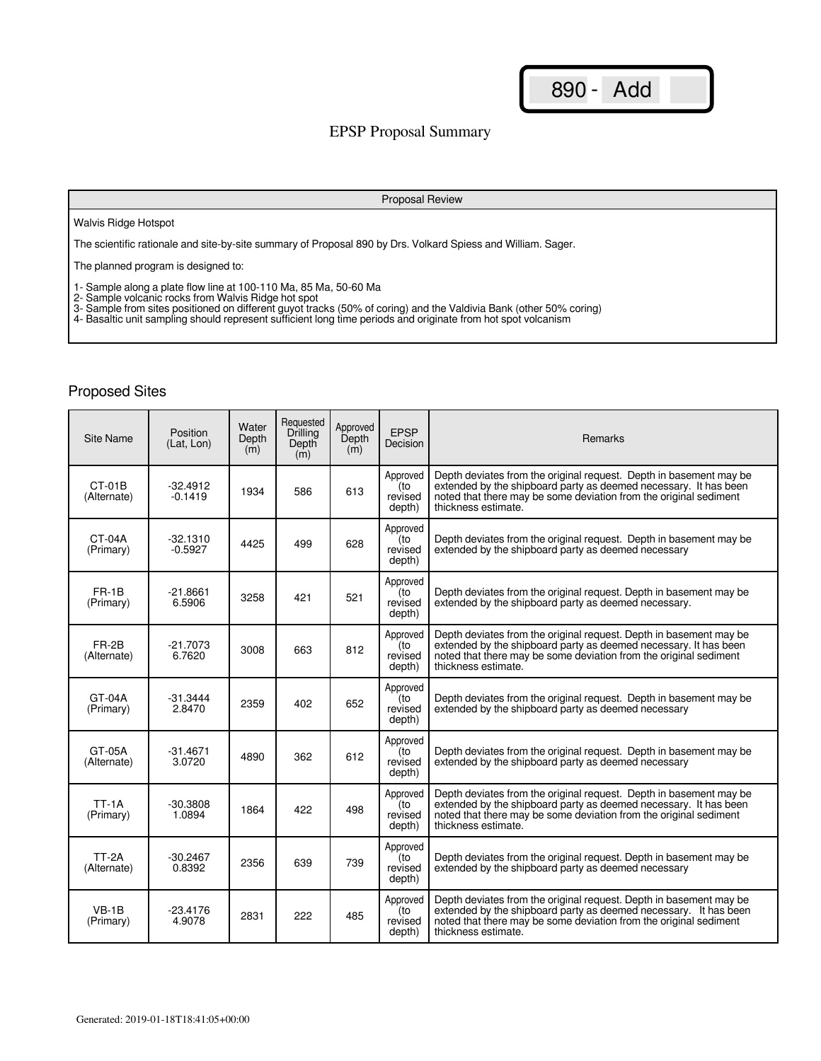890 - Add

# EPSP Proposal Summary

| Proposal Review |
|---|
| Walvis Ridge Hotspot<br><br>The scientific rationale and site-by-site summary of Proposal 890 by Drs. Volkard Spiess and William. Sager.<br><br>The planned program is designed to:<br><br>1- Sample along a plate flow line at 100-110 Ma, 85 Ma, 50-60 Ma<br>2- Sample volcanic rocks from Walvis Ridge hot spot<br>3- Sample from sites positioned on different guyot tracks (50% of coring) and the Valdivia Bank (other 50% coring)<br>4- Basaltic unit sampling should represent sufficient long time periods and originate from hot spot volcanism |

## Proposed Sites

| Site Name | Position (Lat, Lon) | Water Depth (m) | Requested Drilling Depth (m) | Approved Depth (m) | EPSP Decision | Remarks |
|---|---|---|---|---|---|---|
| CT-01B (Alternate) | -32.4912 -0.1419 | 1934 | 586 | 613 | Approved (to revised depth) | Depth deviates from the original request. Depth in basement may be extended by the shipboard party as deemed necessary. It has been noted that there may be some deviation from the original sediment thickness estimate. |
| CT-04A (Primary) | -32.1310 -0.5927 | 4425 | 499 | 628 | Approved (to revised depth) | Depth deviates from the original request. Depth in basement may be extended by the shipboard party as deemed necessary |
| FR-1B (Primary) | -21.8661 6.5906 | 3258 | 421 | 521 | Approved (to revised depth) | Depth deviates from the original request. Depth in basement may be extended by the shipboard party as deemed necessary. |
| FR-2B (Alternate) | -21.7073 6.7620 | 3008 | 663 | 812 | Approved (to revised depth) | Depth deviates from the original request. Depth in basement may be extended by the shipboard party as deemed necessary. It has been noted that there may be some deviation from the original sediment thickness estimate. |
| GT-04A (Primary) | -31.3444 2.8470 | 2359 | 402 | 652 | Approved (to revised depth) | Depth deviates from the original request. Depth in basement may be extended by the shipboard party as deemed necessary |
| GT-05A (Alternate) | -31.4671 3.0720 | 4890 | 362 | 612 | Approved (to revised depth) | Depth deviates from the original request. Depth in basement may be extended by the shipboard party as deemed necessary |
| TT-1A (Primary) | -30.3808 1.0894 | 1864 | 422 | 498 | Approved (to revised depth) | Depth deviates from the original request. Depth in basement may be extended by the shipboard party as deemed necessary. It has been noted that there may be some deviation from the original sediment thickness estimate. |
| TT-2A (Alternate) | -30.2467 0.8392 | 2356 | 639 | 739 | Approved (to revised depth) | Depth deviates from the original request. Depth in basement may be extended by the shipboard party as deemed necessary |
| VB-1B (Primary) | -23.4176 4.9078 | 2831 | 222 | 485 | Approved (to revised depth) | Depth deviates from the original request. Depth in basement may be extended by the shipboard party as deemed necessary. It has been noted that there may be some deviation from the original sediment thickness estimate. |

Generated: 2019-01-18T18:41:05+00:00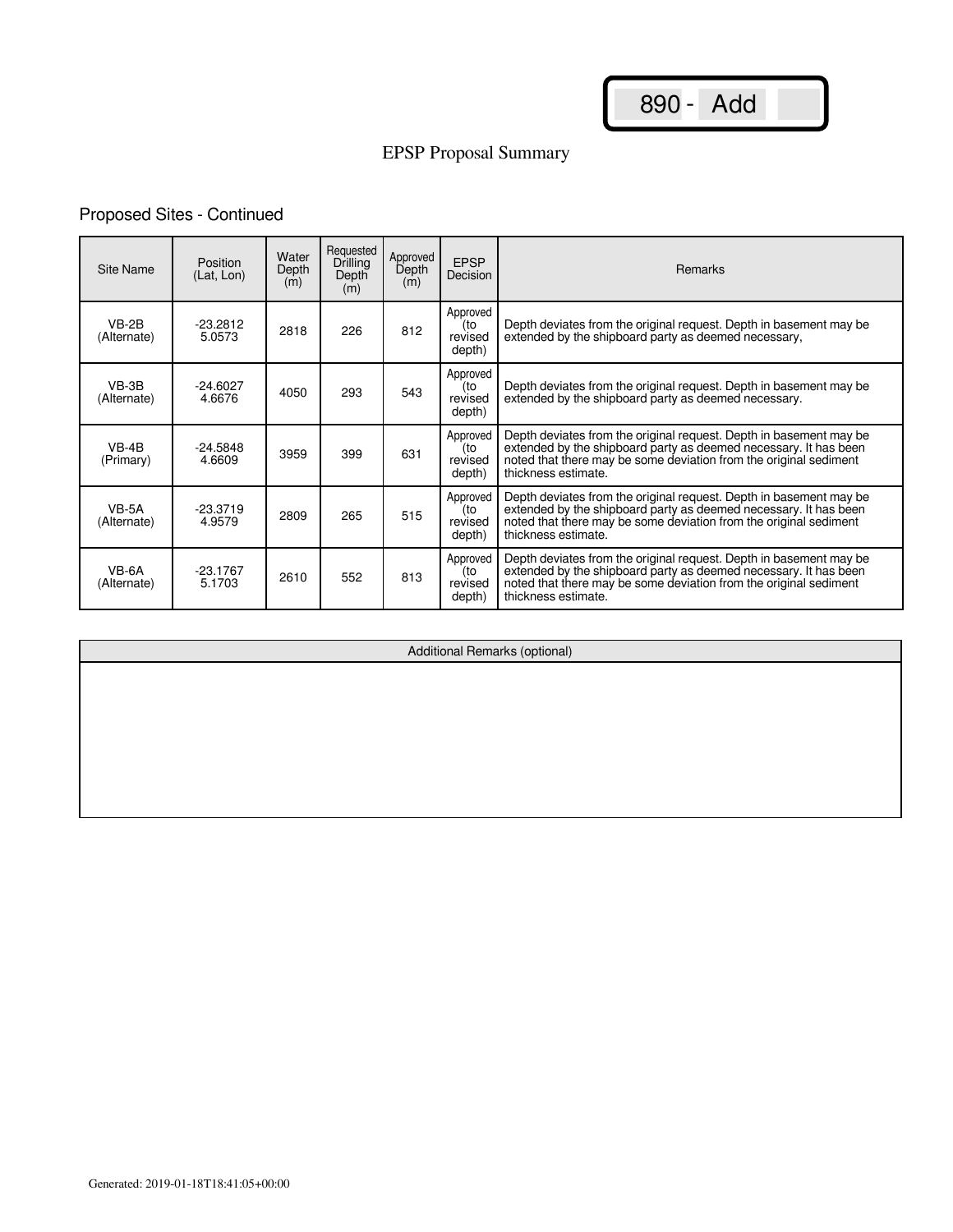890 - Add

# EPSP Proposal Summary

## Proposed Sites - Continued

| Site Name | Position (Lat, Lon) | Water Depth (m) | Requested Drilling Depth (m) | Approved Depth (m) | EPSP Decision | Remarks |
|---|---|---|---|---|---|---|
| VB-2B (Alternate) | -23.2812 5.0573 | 2818 | 226 | 812 | Approved (to revised depth) | Depth deviates from the original request. Depth in basement may be extended by the shipboard party as deemed necessary, |
| VB-3B (Alternate) | -24.6027 4.6676 | 4050 | 293 | 543 | Approved (to revised depth) | Depth deviates from the original request. Depth in basement may be extended by the shipboard party as deemed necessary. |
| VB-4B (Primary) | -24.5848 4.6609 | 3959 | 399 | 631 | Approved (to revised depth) | Depth deviates from the original request. Depth in basement may be extended by the shipboard party as deemed necessary. It has been noted that there may be some deviation from the original sediment thickness estimate. |
| VB-5A (Alternate) | -23.3719 4.9579 | 2809 | 265 | 515 | Approved (to revised depth) | Depth deviates from the original request. Depth in basement may be extended by the shipboard party as deemed necessary. It has been noted that there may be some deviation from the original sediment thickness estimate. |
| VB-6A (Alternate) | -23.1767 5.1703 | 2610 | 552 | 813 | Approved (to revised depth) | Depth deviates from the original request. Depth in basement may be extended by the shipboard party as deemed necessary. It has been noted that there may be some deviation from the original sediment thickness estimate. |

| Additional Remarks (optional) |
|---|
| |

Generated: 2019-01-18T18:41:05+00:00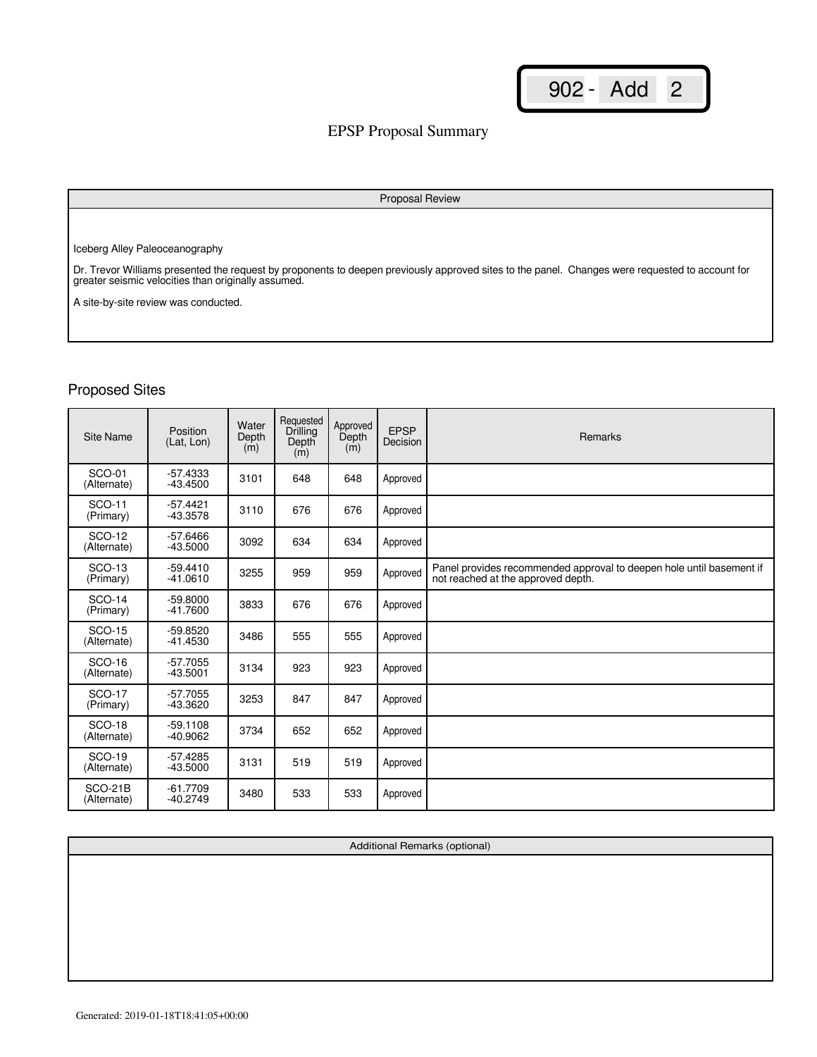902 - Add 2

# EPSP Proposal Summary

| Proposal Review |
|---|
| Iceberg Alley Paleoceanography<br><br>Dr. Trevor Williams presented the request by proponents to deepen previously approved sites to the panel. Changes were requested to account for greater seismic velocities than originally assumed.<br><br>A site-by-site review was conducted. |

## Proposed Sites

| Site Name | Position (Lat, Lon) | Water Depth (m) | Requested Drilling Depth (m) | Approved Depth (m) | EPSP Decision | Remarks |
|---|---|---|---|---|---|---|
| SCO-01 (Alternate) | -57.4333 -43.4500 | 3101 | 648 | 648 | Approved | |
| SCO-11 (Primary) | -57.4421 -43.3578 | 3110 | 676 | 676 | Approved | |
| SCO-12 (Alternate) | -57.6466 -43.5000 | 3092 | 634 | 634 | Approved | |
| SCO-13 (Primary) | -59.4410 -41.0610 | 3255 | 959 | 959 | Approved | Panel provides recommended approval to deepen hole until basement if not reached at the approved depth. |
| SCO-14 (Primary) | -59.8000 -41.7600 | 3833 | 676 | 676 | Approved | |
| SCO-15 (Alternate) | -59.8520 -41.4530 | 3486 | 555 | 555 | Approved | |
| SCO-16 (Alternate) | -57.7055 -43.5001 | 3134 | 923 | 923 | Approved | |
| SCO-17 (Primary) | -57.7055 -43.3620 | 3253 | 847 | 847 | Approved | |
| SCO-18 (Alternate) | -59.1108 -40.9062 | 3734 | 652 | 652 | Approved | |
| SCO-19 (Alternate) | -57.4285 -43.5000 | 3131 | 519 | 519 | Approved | |
| SCO-21B (Alternate) | -61.7709 -40.2749 | 3480 | 533 | 533 | Approved | |

| Additional Remarks (optional) |
|---|
| |

Generated: 2019-01-18T18:41:05+00:00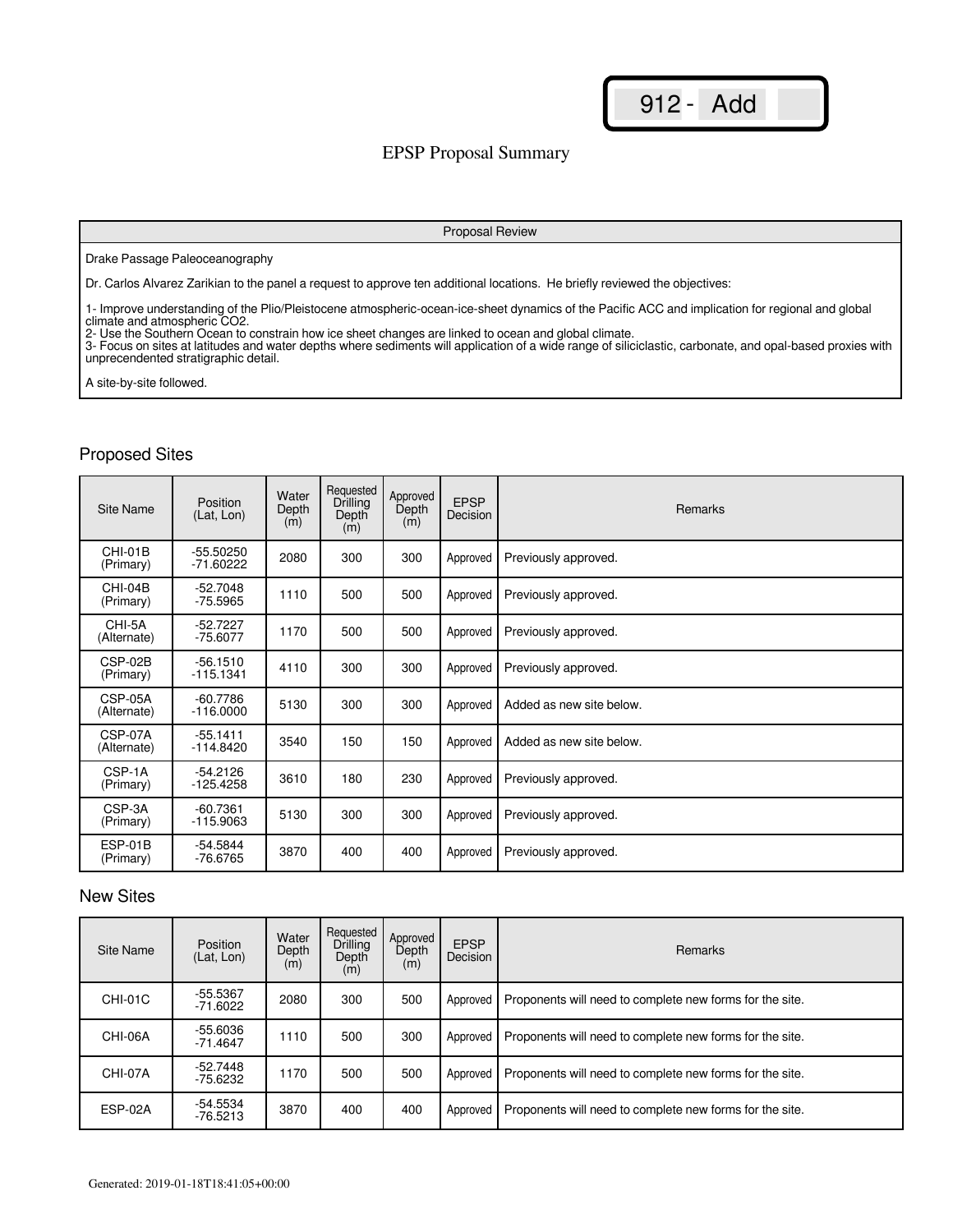912 - Add

# EPSP Proposal Summary

| Proposal Review |
| --- |
| Drake Passage Paleoceanography<br><br>Dr. Carlos Alvarez Zarikian to the panel a request to approve ten additional locations. He briefly reviewed the objectives:<br><br>1- Improve understanding of the Plio/Pleistocene atmospheric-ocean-ice-sheet dynamics of the Pacific ACC and implication for regional and global climate and atmospheric $CO_2$.<br>2- Use the Southern Ocean to constrain how ice sheet changes are linked to ocean and global climate.<br>3- Focus on sites at latitudes and water depths where sediments will application of a wide range of siliciclastic, carbonate, and opal-based proxies with unprecendented stratigraphic detail.<br><br>A site-by-site followed. |

## Proposed Sites

| Site Name | Position (Lat, Lon) | Water Depth (m) | Requested Drilling Depth (m) | Approved Depth (m) | EPSP Decision | Remarks |
| --- | --- | --- | --- | --- | --- | --- |
| CHI-01B (Primary) | -55.50250 -71.60222 | 2080 | 300 | 300 | Approved | Previously approved. |
| CHI-04B (Primary) | -52.7048 -75.5965 | 1110 | 500 | 500 | Approved | Previously approved. |
| CHI-5A (Alternate) | -52.7227 -75.6077 | 1170 | 500 | 500 | Approved | Previously approved. |
| CSP-02B (Primary) | -56.1510 -115.1341 | 4110 | 300 | 300 | Approved | Previously approved. |
| CSP-05A (Alternate) | -60.7786 -116.0000 | 5130 | 300 | 300 | Approved | Added as new site below. |
| CSP-07A (Alternate) | -55.1411 -114.8420 | 3540 | 150 | 150 | Approved | Added as new site below. |
| CSP-1A (Primary) | -54.2126 -125.4258 | 3610 | 180 | 230 | Approved | Previously approved. |
| CSP-3A (Primary) | -60.7361 -115.9063 | 5130 | 300 | 300 | Approved | Previously approved. |
| ESP-01B (Primary) | -54.5844 -76.6765 | 3870 | 400 | 400 | Approved | Previously approved. |

## New Sites

| Site Name | Position (Lat, Lon) | Water Depth (m) | Requested Drilling Depth (m) | Approved Depth (m) | EPSP Decision | Remarks |
| --- | --- | --- | --- | --- | --- | --- |
| CHI-01C | -55.5367 -71.6022 | 2080 | 300 | 500 | Approved | Proponents will need to complete new forms for the site. |
| CHI-06A | -55.6036 -71.4647 | 1110 | 500 | 300 | Approved | Proponents will need to complete new forms for the site. |
| CHI-07A | -52.7448 -75.6232 | 1170 | 500 | 500 | Approved | Proponents will need to complete new forms for the site. |
| ESP-02A | -54.5534 -76.5213 | 3870 | 400 | 400 | Approved | Proponents will need to complete new forms for the site. |

Generated: 2019-01-18T18:41:05+00:00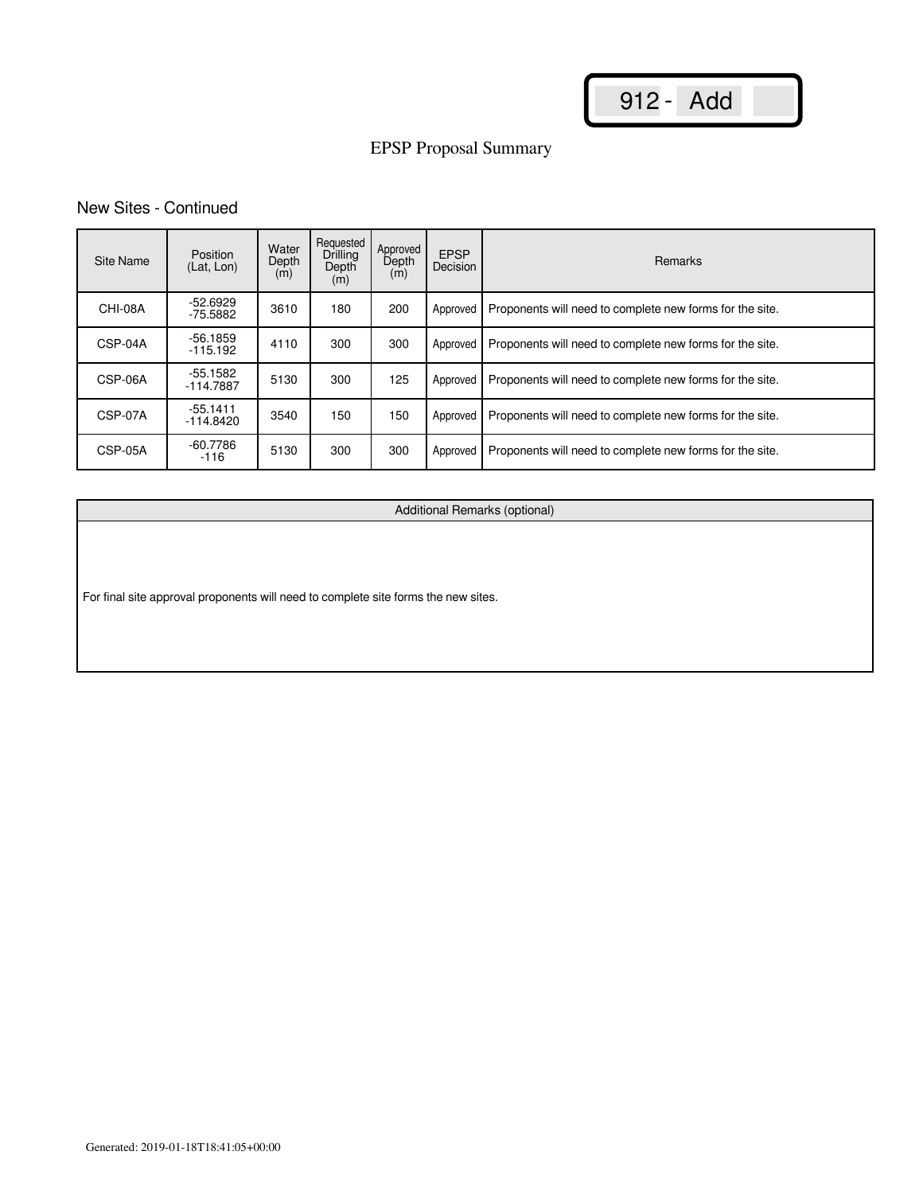912 - Add

EPSP Proposal Summary

## New Sites - Continued

| Site Name | Position (Lat, Lon) | Water Depth (m) | Requested Drilling Depth (m) | Approved Depth (m) | EPSP Decision | Remarks |
|---|---|---|---|---|---|---|
| CHI-08A | -52.6929<br>-75.5882 | 3610 | 180 | 200 | Approved | Proponents will need to complete new forms for the site. |
| CSP-04A | -56.1859<br>-115.192 | 4110 | 300 | 300 | Approved | Proponents will need to complete new forms for the site. |
| CSP-06A | -55.1582<br>-114.7887 | 5130 | 300 | 125 | Approved | Proponents will need to complete new forms for the site. |
| CSP-07A | -55.1411<br>-114.8420 | 3540 | 150 | 150 | Approved | Proponents will need to complete new forms for the site. |
| CSP-05A | -60.7786<br>-116 | 5130 | 300 | 300 | Approved | Proponents will need to complete new forms for the site. |

| Additional Remarks (optional) |
|---|
| For final site approval proponents will need to complete site forms the new sites. |

Generated: 2019-01-18T18:41:05+00:00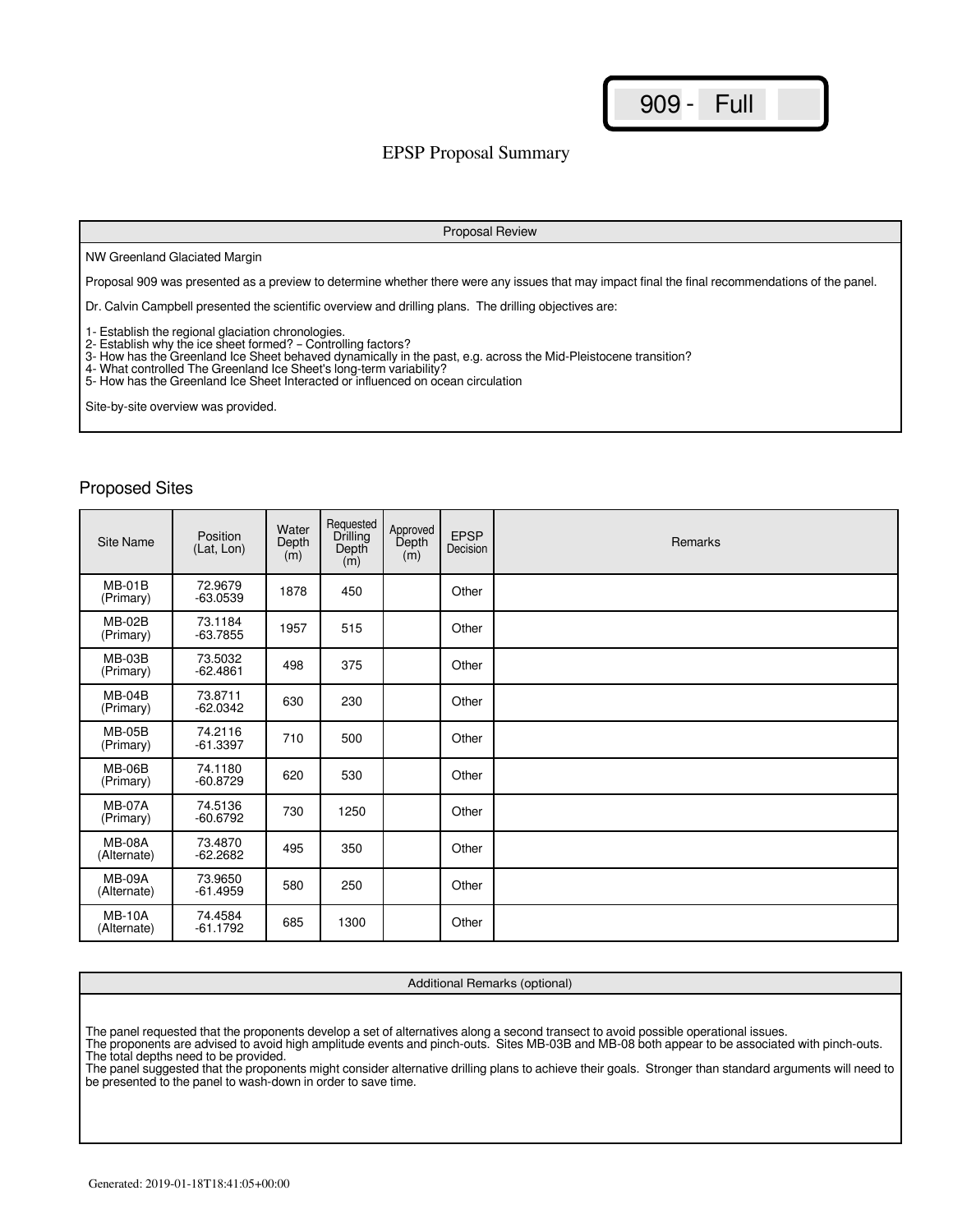909 - Full

# EPSP Proposal Summary

## Proposal Review

NW Greenland Glaciated Margin

Proposal 909 was presented as a preview to determine whether there were any issues that may impact final the final recommendations of the panel.

Dr. Calvin Campbell presented the scientific overview and drilling plans. The drilling objectives are:

1- Establish the regional glaciation chronologies.
2- Establish why the ice sheet formed? – Controlling factors?
3- How has the Greenland Ice Sheet behaved dynamically in the past, e.g. across the Mid-Pleistocene transition?
4- What controlled The Greenland Ice Sheet's long-term variability?
5- How has the Greenland Ice Sheet Interacted or influenced on ocean circulation

Site-by-site overview was provided.

## Proposed Sites

| Site Name | Position (Lat, Lon) | Water Depth (m) | Requested Drilling Depth (m) | Approved Depth (m) | EPSP Decision | Remarks |
|---|---|---|---|---|---|---|
| MB-01B (Primary) | 72.9679 -63.0539 | 1878 | 450 | | Other | |
| MB-02B (Primary) | 73.1184 -63.7855 | 1957 | 515 | | Other | |
| MB-03B (Primary) | 73.5032 -62.4861 | 498 | 375 | | Other | |
| MB-04B (Primary) | 73.8711 -62.0342 | 630 | 230 | | Other | |
| MB-05B (Primary) | 74.2116 -61.3397 | 710 | 500 | | Other | |
| MB-06B (Primary) | 74.1180 -60.8729 | 620 | 530 | | Other | |
| MB-07A (Primary) | 74.5136 -60.6792 | 730 | 1250 | | Other | |
| MB-08A (Alternate) | 73.4870 -62.2682 | 495 | 350 | | Other | |
| MB-09A (Alternate) | 73.9650 -61.4959 | 580 | 250 | | Other | |
| MB-10A (Alternate) | 74.4584 -61.1792 | 685 | 1300 | | Other | |

## Additional Remarks (optional)

The panel requested that the proponents develop a set of alternatives along a second transect to avoid possible operational issues.
The proponents are advised to avoid high amplitude events and pinch-outs. Sites MB-03B and MB-08 both appear to be associated with pinch-outs.
The total depths need to be provided.
The panel suggested that the proponents might consider alternative drilling plans to achieve their goals. Stronger than standard arguments will need to be presented to the panel to wash-down in order to save time.

Generated: 2019-01-18T18:41:05+00:00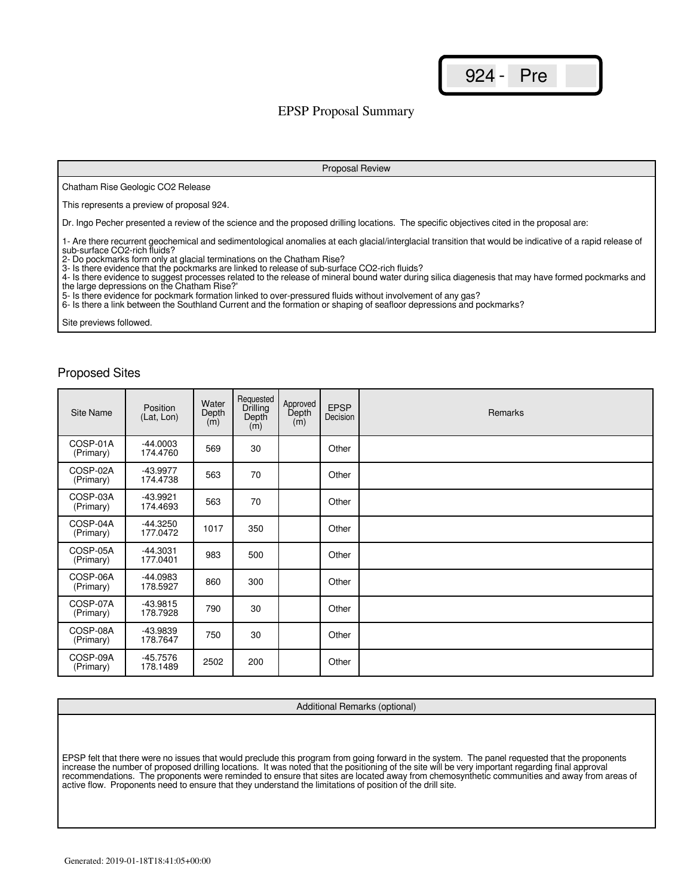924 - Pre

# EPSP Proposal Summary

## Proposal Review

Chatham Rise Geologic $CO_2$ Release

This represents a preview of proposal 924.

Dr. Ingo Pecher presented a review of the science and the proposed drilling locations. The specific objectives cited in the proposal are:

1- Are there recurrent geochemical and sedimentological anomalies at each glacial/interglacial transition that would be indicative of a rapid release of sub-surface $CO_2$-rich fluids?
2- Do pockmarks form only at glacial terminations on the Chatham Rise?
3- Is there evidence that the pockmarks are linked to release of sub-surface $CO_2$-rich fluids?
4- Is there evidence to suggest processes related to the release of mineral bound water during silica diagenesis that may have formed pockmarks and the large depressions on the Chatham Rise?'
5- Is there evidence for pockmark formation linked to over-pressured fluids without involvement of any gas?
6- Is there a link between the Southland Current and the formation or shaping of seafloor depressions and pockmarks?

Site previews followed.

## Proposed Sites

| Site Name | Position (Lat, Lon) | Water Depth (m) | Requested Drilling Depth (m) | Approved Depth (m) | EPSP Decision | Remarks |
|---|---|---|---|---|---|---|
| COSP-01A (Primary) | -44.0003 174.4760 | 569 | 30 | | Other | |
| COSP-02A (Primary) | -43.9977 174.4738 | 563 | 70 | | Other | |
| COSP-03A (Primary) | -43.9921 174.4693 | 563 | 70 | | Other | |
| COSP-04A (Primary) | -44.3250 177.0472 | 1017 | 350 | | Other | |
| COSP-05A (Primary) | -44.3031 177.0401 | 983 | 500 | | Other | |
| COSP-06A (Primary) | -44.0983 178.5927 | 860 | 300 | | Other | |
| COSP-07A (Primary) | -43.9815 178.7928 | 790 | 30 | | Other | |
| COSP-08A (Primary) | -43.9839 178.7647 | 750 | 30 | | Other | |
| COSP-09A (Primary) | -45.7576 178.1489 | 2502 | 200 | | Other | |

## Additional Remarks (optional)

EPSP felt that there were no issues that would preclude this program from going forward in the system. The panel requested that the proponents increase the number of proposed drilling locations. It was noted that the positioning of the site will be very important regarding final approval recommendations. The proponents were reminded to ensure that sites are located away from chemosynthetic communities and away from areas of active flow. Proponents need to ensure that they understand the limitations of position of the drill site.

Generated: 2019-01-18T18:41:05+00:00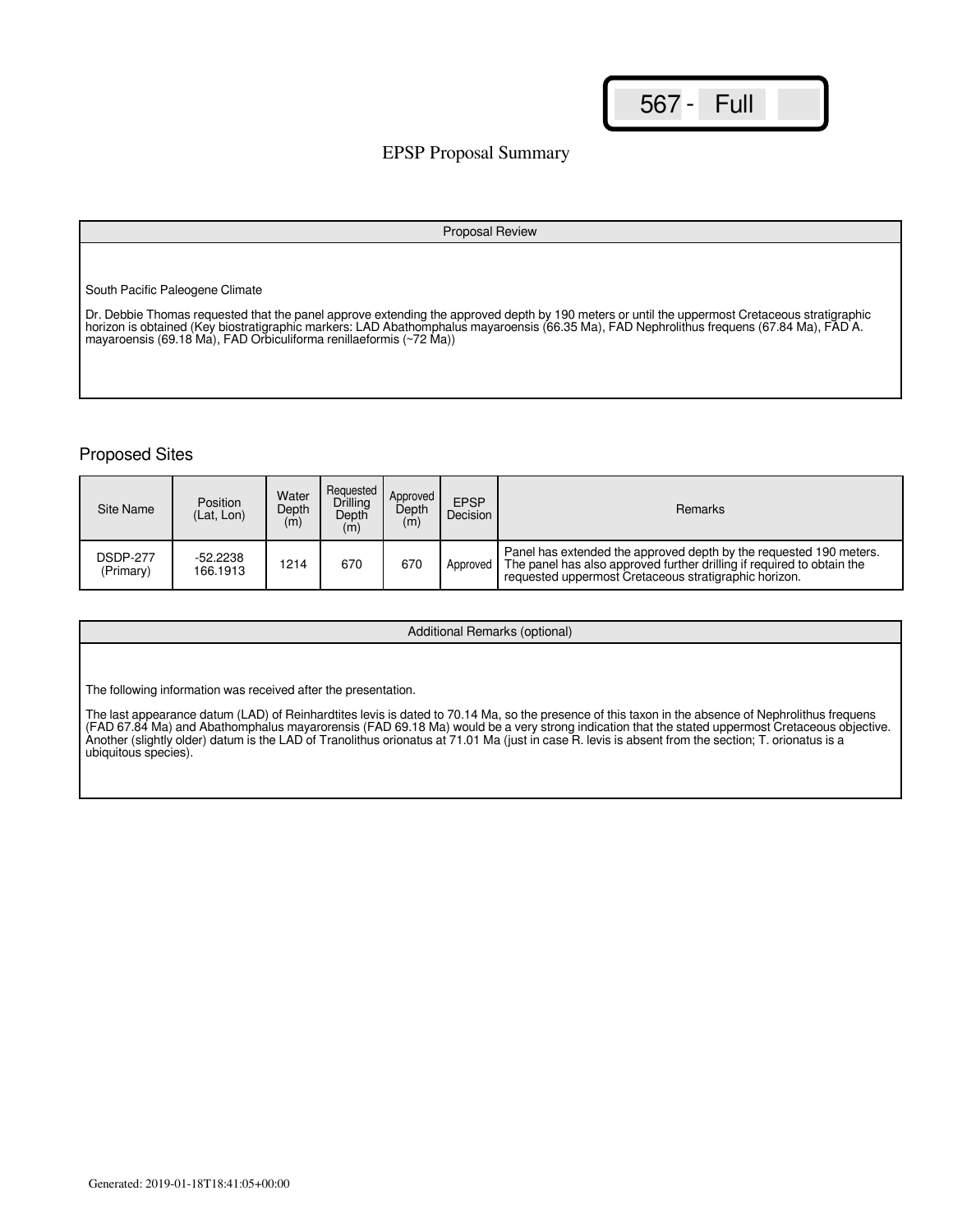567 - Full

# EPSP Proposal Summary

| Proposal Review |
| --- |
| South Pacific Paleogene Climate<br><br>Dr. Debbie Thomas requested that the panel approve extending the approved depth by 190 meters or until the uppermost Cretaceous stratigraphic horizon is obtained (Key biostratigraphic markers: LAD Abathomphalus mayaroensis (66.35 Ma), FAD Nephrolithus frequens (67.84 Ma), FAD A. mayaroensis (69.18 Ma), FAD Orbiculiforma renillaeformis (~72 Ma)) |

## Proposed Sites

| Site Name | Position (Lat, Lon) | Water Depth (m) | Requested Drilling Depth (m) | Approved Depth (m) | EPSP Decision | Remarks |
| --- | --- | --- | --- | --- | --- | --- |
| DSDP-277 (Primary) | -52.2238 166.1913 | 1214 | 670 | 670 | Approved | Panel has extended the approved depth by the requested 190 meters. The panel has also approved further drilling if required to obtain the requested uppermost Cretaceous stratigraphic horizon. |

| Additional Remarks (optional) |
| --- |
| The following information was received after the presentation.<br><br>The last appearance datum (LAD) of Reinhardtites levis is dated to 70.14 Ma, so the presence of this taxon in the absence of Nephrolithus frequens (FAD 67.84 Ma) and Abathomphalus mayarorensis (FAD 69.18 Ma) would be a very strong indication that the stated uppermost Cretaceous objective. Another (slightly older) datum is the LAD of Tranolithus orionatus at 71.01 Ma (just in case R. levis is absent from the section; T. orionatus is a ubiquitous species). |

Generated: 2019-01-18T18:41:05+00:00